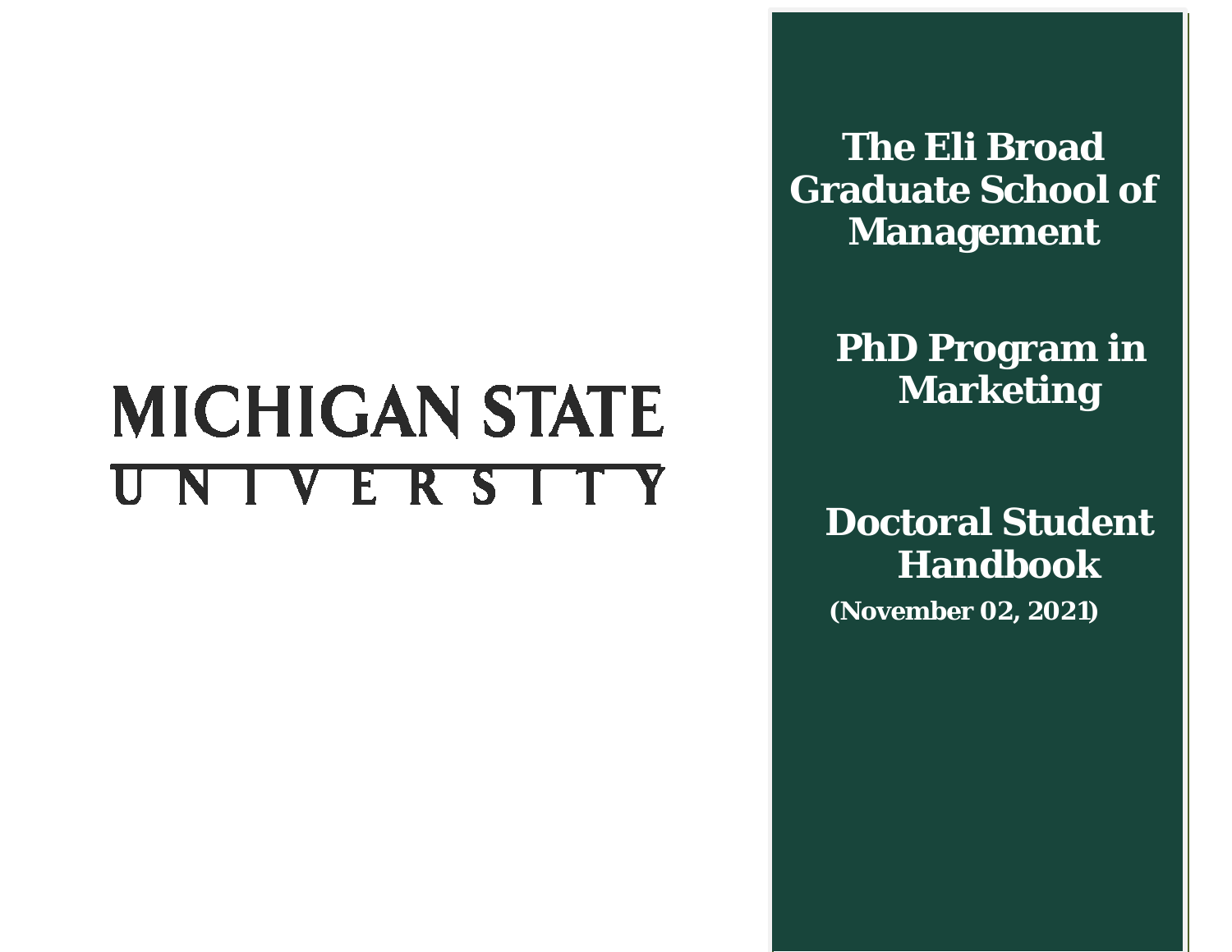MICHIGAN STATE UNIVERSITY

# The Eli Broad Graduate School of Management

## PhD Program in Marketing

## Doctoral Student Handbook

**(November 02, 2021)**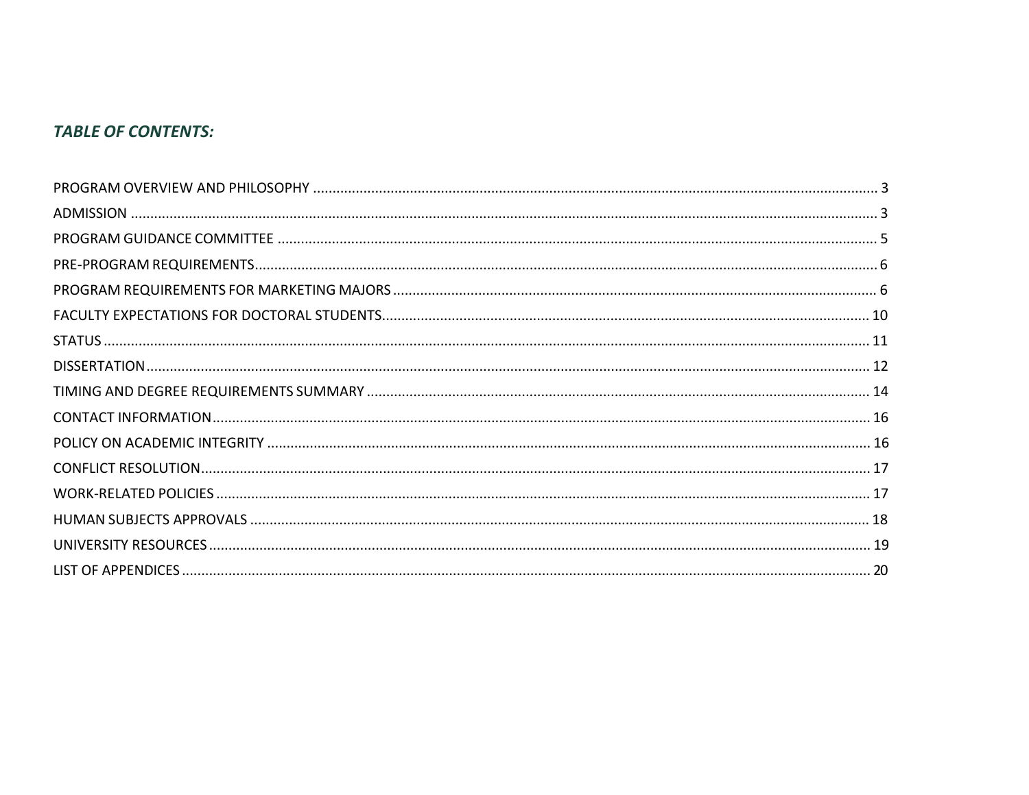***TABLE OF CONTENTS:***

PROGRAM OVERVIEW AND PHILOSOPHY ........................................ 3
ADMISSION ........................................ 3
PROGRAM GUIDANCE COMMITTEE ........................................ 5
PRE-PROGRAM REQUIREMENTS........................................ 6
PROGRAM REQUIREMENTS FOR MARKETING MAJORS ........................................ 6
FACULTY EXPECTATIONS FOR DOCTORAL STUDENTS........................................ 10
STATUS ........................................ 11
DISSERTATION........................................ 12
TIMING AND DEGREE REQUIREMENTS SUMMARY ........................................ 14
CONTACT INFORMATION........................................ 16
POLICY ON ACADEMIC INTEGRITY ........................................ 16
CONFLICT RESOLUTION........................................ 17
WORK-RELATED POLICIES ........................................ 17
HUMAN SUBJECTS APPROVALS ........................................ 18
UNIVERSITY RESOURCES........................................ 19
LIST OF APPENDICES ........................................ 20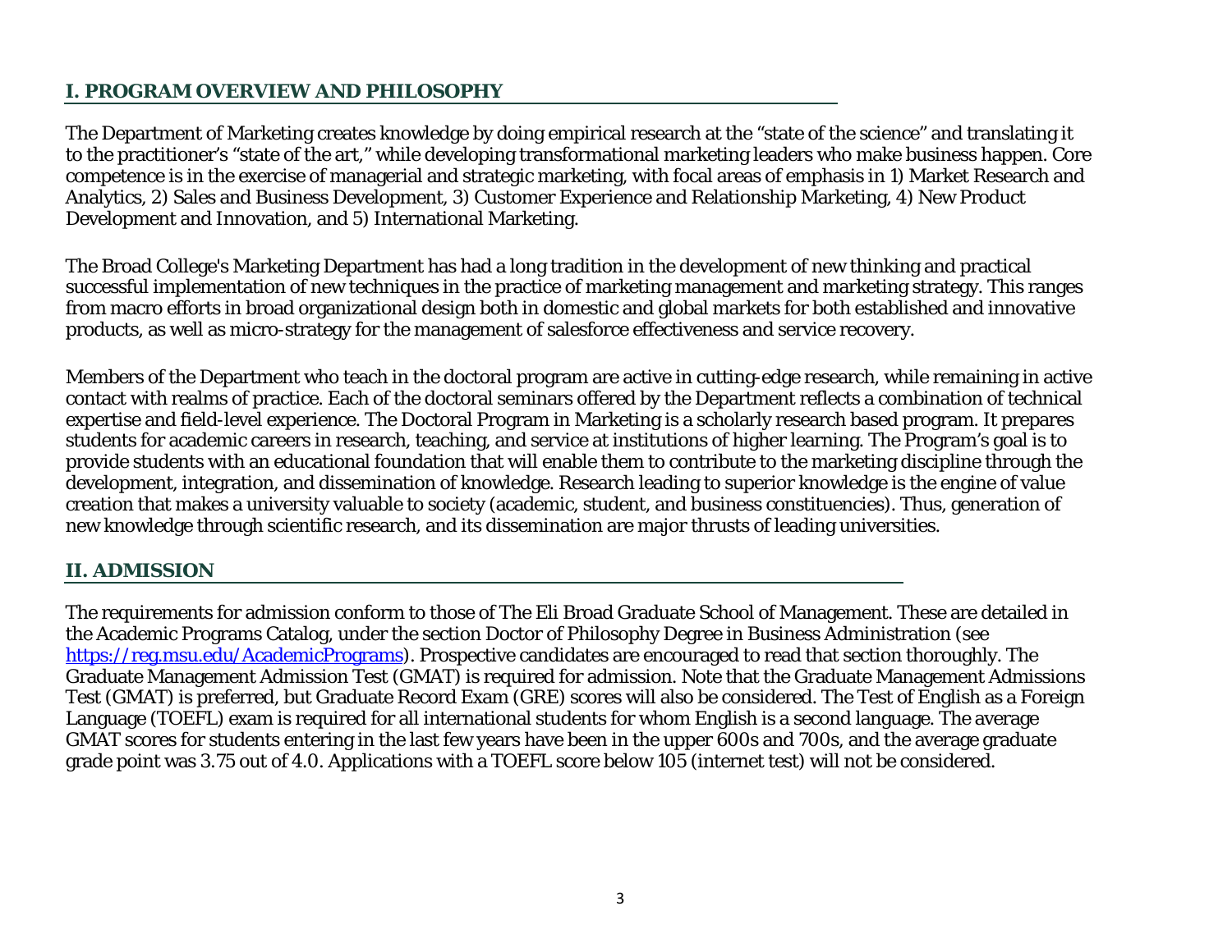## I. PROGRAM OVERVIEW AND PHILOSOPHY

The Department of Marketing creates knowledge by doing empirical research at the "state of the science" and translating it to the practitioner's "state of the art," while developing transformational marketing leaders who make business happen. Core competence is in the exercise of managerial and strategic marketing, with focal areas of emphasis in 1) Market Research and Analytics, 2) Sales and Business Development, 3) Customer Experience and Relationship Marketing, 4) New Product Development and Innovation, and 5) International Marketing.

The Broad College's Marketing Department has had a long tradition in the development of new thinking and practical successful implementation of new techniques in the practice of marketing management and marketing strategy. This ranges from macro efforts in broad organizational design both in domestic and global markets for both established and innovative products, as well as micro-strategy for the management of salesforce effectiveness and service recovery.

Members of the Department who teach in the doctoral program are active in cutting-edge research, while remaining in active contact with realms of practice. Each of the doctoral seminars offered by the Department reflects a combination of technical expertise and field-level experience. The Doctoral Program in Marketing is a scholarly research based program. It prepares students for academic careers in research, teaching, and service at institutions of higher learning. The Program's goal is to provide students with an educational foundation that will enable them to contribute to the marketing discipline through the development, integration, and dissemination of knowledge. Research leading to superior knowledge is the engine of value creation that makes a university valuable to society (academic, student, and business constituencies). Thus, generation of new knowledge through scientific research, and its dissemination are major thrusts of leading universities.

## II. ADMISSION

The requirements for admission conform to those of The Eli Broad Graduate School of Management. These are detailed in the Academic Programs Catalog, under the section Doctor of Philosophy Degree in Business Administration (see https://reg.msu.edu/AcademicPrograms). Prospective candidates are encouraged to read that section thoroughly. The Graduate Management Admission Test (GMAT) is required for admission. Note that the Graduate Management Admissions Test (GMAT) is preferred, but Graduate Record Exam (GRE) scores will also be considered. The Test of English as a Foreign Language (TOEFL) exam is required for all international students for whom English is a second language. The average GMAT scores for students entering in the last few years have been in the upper 600s and 700s, and the average graduate grade point was 3.75 out of 4.0. Applications with a TOEFL score below 105 (internet test) will not be considered.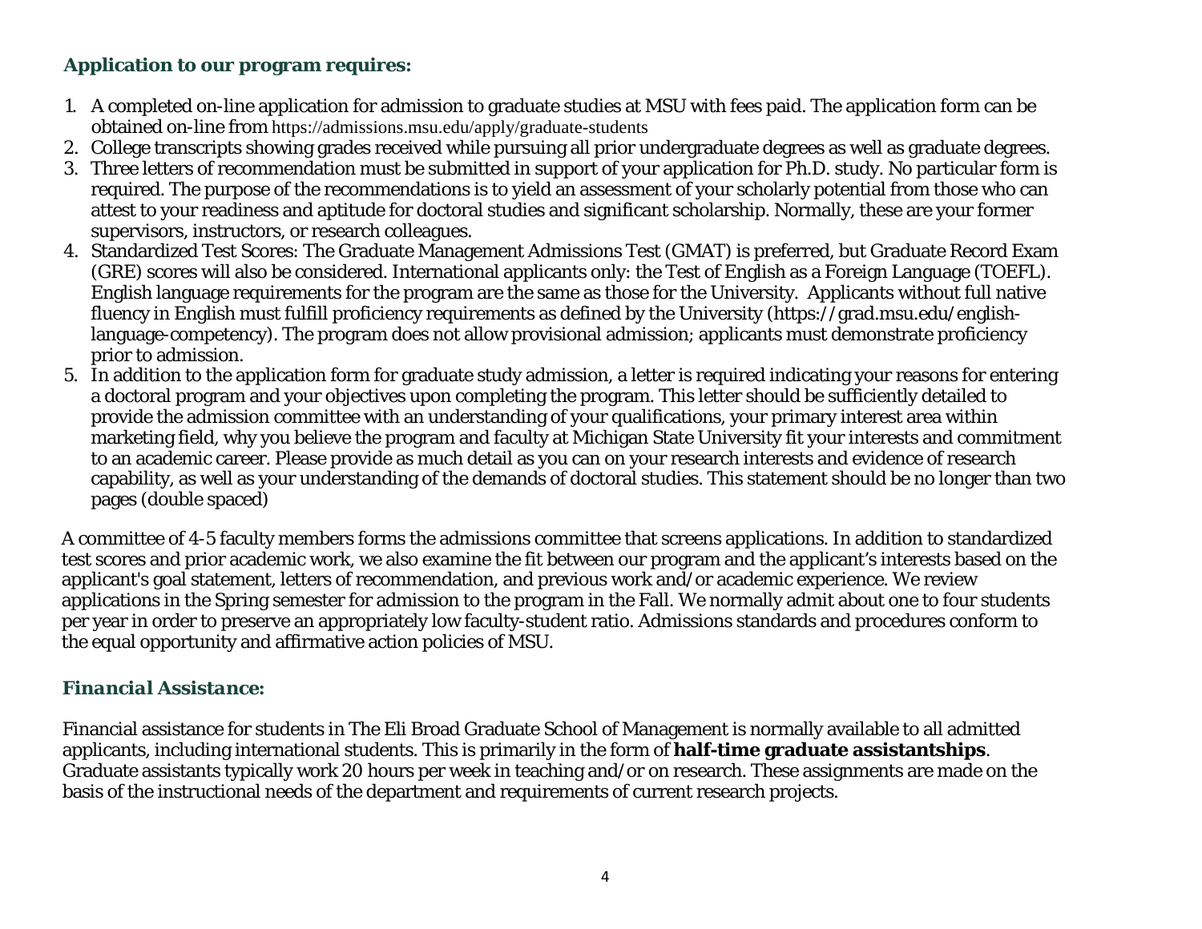### Application to our program requires:

1. A completed on-line application for admission to graduate studies at MSU with fees paid. The application form can be obtained on-line from https://admissions.msu.edu/apply/graduate-students
2. College transcripts showing grades received while pursuing all prior undergraduate degrees as well as graduate degrees.
3. Three letters of recommendation must be submitted in support of your application for Ph.D. study. No particular form is required. The purpose of the recommendations is to yield an assessment of your scholarly potential from those who can attest to your readiness and aptitude for doctoral studies and significant scholarship. Normally, these are your former supervisors, instructors, or research colleagues.
4. Standardized Test Scores: The Graduate Management Admissions Test (GMAT) is preferred, but Graduate Record Exam (GRE) scores will also be considered. International applicants only: the Test of English as a Foreign Language (TOEFL). English language requirements for the program are the same as those for the University. Applicants without full native fluency in English must fulfill proficiency requirements as defined by the University (https://grad.msu.edu/english-language-competency). The program does not allow provisional admission; applicants must demonstrate proficiency prior to admission.
5. In addition to the application form for graduate study admission, a letter is required indicating your reasons for entering a doctoral program and your objectives upon completing the program. This letter should be sufficiently detailed to provide the admission committee with an understanding of your qualifications, your primary interest area within marketing field, why you believe the program and faculty at Michigan State University fit your interests and commitment to an academic career. Please provide as much detail as you can on your research interests and evidence of research capability, as well as your understanding of the demands of doctoral studies. This statement should be no longer than two pages (double spaced)

A committee of 4-5 faculty members forms the admissions committee that screens applications. In addition to standardized test scores and prior academic work, we also examine the fit between our program and the applicant's interests based on the applicant's goal statement, letters of recommendation, and previous work and/or academic experience. We review applications in the Spring semester for admission to the program in the Fall. We normally admit about one to four students per year in order to preserve an appropriately low faculty-student ratio. Admissions standards and procedures conform to the equal opportunity and affirmative action policies of MSU.

### *Financial Assistance:*

Financial assistance for students in The Eli Broad Graduate School of Management is normally available to all admitted applicants, including international students. This is primarily in the form of **half-time graduate assistantships**. Graduate assistants typically work 20 hours per week in teaching and/or on research. These assignments are made on the basis of the instructional needs of the department and requirements of current research projects.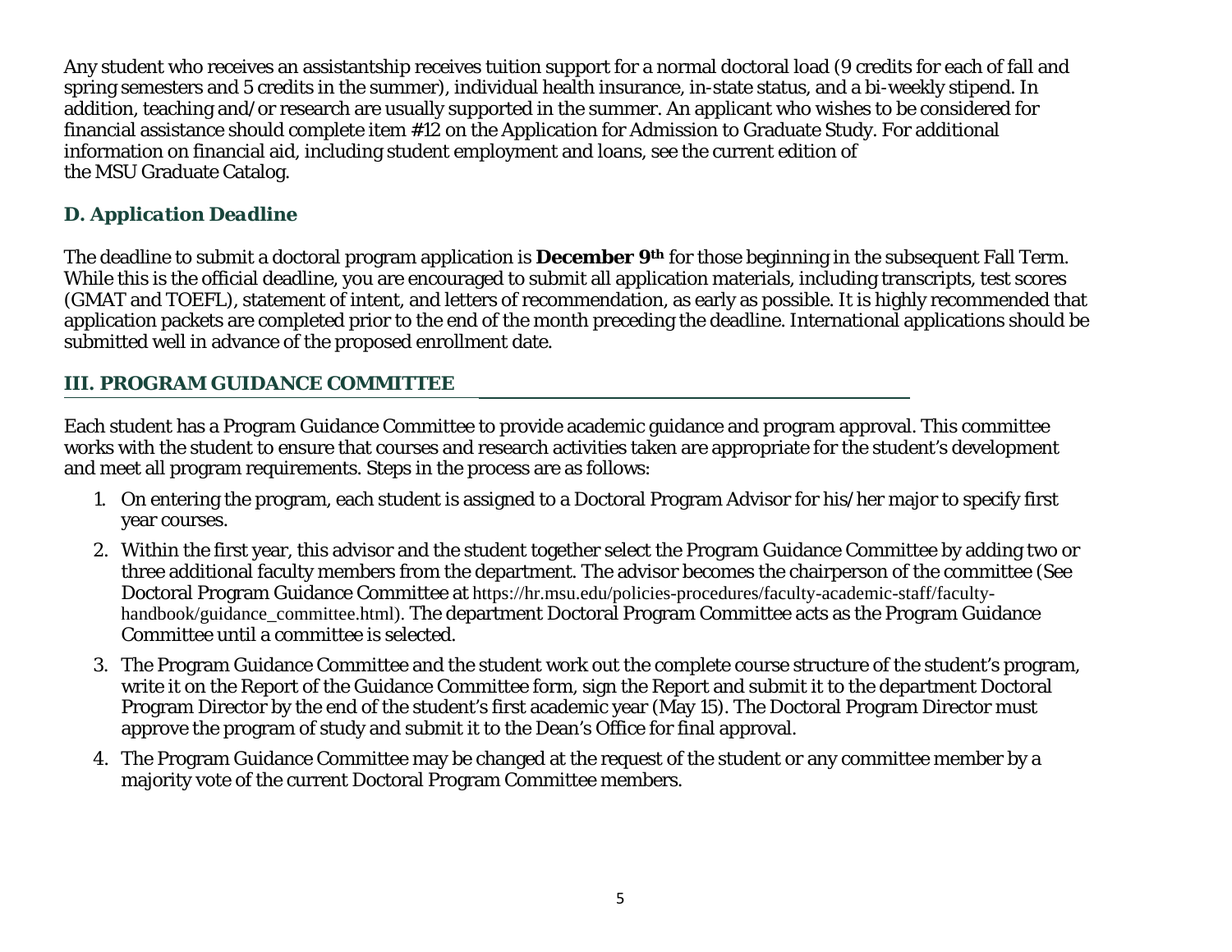Any student who receives an assistantship receives tuition support for a normal doctoral load (9 credits for each of fall and spring semesters and 5 credits in the summer), individual health insurance, in-state status, and a bi-weekly stipend. In addition, teaching and/or research are usually supported in the summer. An applicant who wishes to be considered for financial assistance should complete item #12 on the Application for Admission to Graduate Study. For additional information on financial aid, including student employment and loans, see the current edition of the MSU Graduate Catalog.

### D. Application Deadline

The deadline to submit a doctoral program application is **December 9th** for those beginning in the subsequent Fall Term. While this is the official deadline, you are encouraged to submit all application materials, including transcripts, test scores (GMAT and TOEFL), statement of intent, and letters of recommendation, as early as possible. It is highly recommended that application packets are completed prior to the end of the month preceding the deadline. International applications should be submitted well in advance of the proposed enrollment date.

## III. PROGRAM GUIDANCE COMMITTEE

Each student has a Program Guidance Committee to provide academic guidance and program approval. This committee works with the student to ensure that courses and research activities taken are appropriate for the student's development and meet all program requirements. Steps in the process are as follows:

1. On entering the program, each student is assigned to a Doctoral Program Advisor for his/her major to specify first year courses.
2. Within the first year, this advisor and the student together select the Program Guidance Committee by adding two or three additional faculty members from the department. The advisor becomes the chairperson of the committee (See Doctoral Program Guidance Committee at https://hr.msu.edu/policies-procedures/faculty-academic-staff/faculty-handbook/guidance_committee.html). The department Doctoral Program Committee acts as the Program Guidance Committee until a committee is selected.
3. The Program Guidance Committee and the student work out the complete course structure of the student's program, write it on the Report of the Guidance Committee form, sign the Report and submit it to the department Doctoral Program Director by the end of the student's first academic year (May 15). The Doctoral Program Director must approve the program of study and submit it to the Dean's Office for final approval.
4. The Program Guidance Committee may be changed at the request of the student or any committee member by a majority vote of the current Doctoral Program Committee members.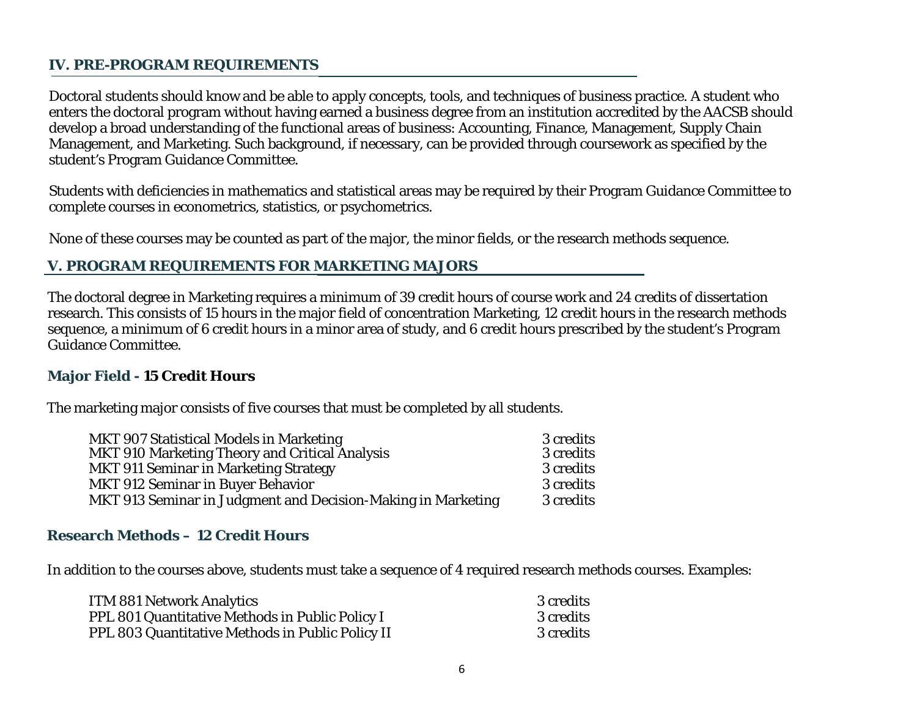## IV. PRE-PROGRAM REQUIREMENTS

Doctoral students should know and be able to apply concepts, tools, and techniques of business practice. A student who enters the doctoral program without having earned a business degree from an institution accredited by the AACSB should develop a broad understanding of the functional areas of business: Accounting, Finance, Management, Supply Chain Management, and Marketing. Such background, if necessary, can be provided through coursework as specified by the student's Program Guidance Committee.

Students with deficiencies in mathematics and statistical areas may be required by their Program Guidance Committee to complete courses in econometrics, statistics, or psychometrics.

None of these courses may be counted as part of the major, the minor fields, or the research methods sequence.

## V. PROGRAM REQUIREMENTS FOR MARKETING MAJORS

The doctoral degree in Marketing requires a minimum of 39 credit hours of course work and 24 credits of dissertation research. This consists of 15 hours in the major field of concentration Marketing, 12 credit hours in the research methods sequence, a minimum of 6 credit hours in a minor area of study, and 6 credit hours prescribed by the student's Program Guidance Committee.

### Major Field - 15 Credit Hours

The marketing major consists of five courses that must be completed by all students.

| Course | Credits |
|---|---|
| MKT 907 Statistical Models in Marketing | 3 credits |
| MKT 910 Marketing Theory and Critical Analysis | 3 credits |
| MKT 911 Seminar in Marketing Strategy | 3 credits |
| MKT 912 Seminar in Buyer Behavior | 3 credits |
| MKT 913 Seminar in Judgment and Decision-Making in Marketing | 3 credits |

### Research Methods – 12 Credit Hours

In addition to the courses above, students must take a sequence of 4 required research methods courses. Examples:

| Course | Credits |
|---|---|
| ITM 881 Network Analytics | 3 credits |
| PPL 801 Quantitative Methods in Public Policy I | 3 credits |
| PPL 803 Quantitative Methods in Public Policy II | 3 credits |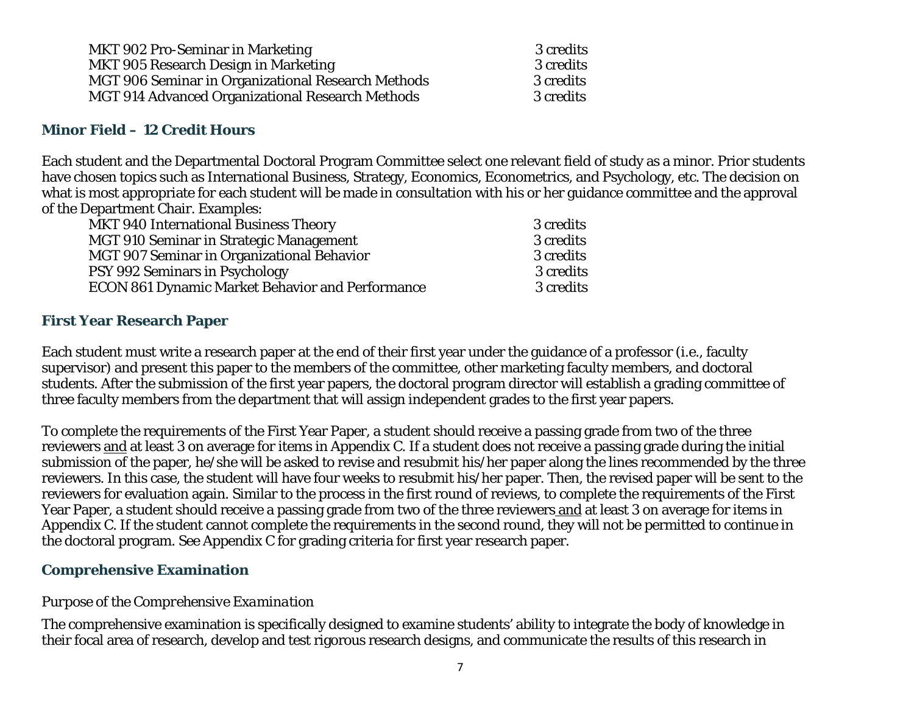MKT 902 Pro-Seminar in Marketing 3 credits
MKT 905 Research Design in Marketing 3 credits
MGT 906 Seminar in Organizational Research Methods 3 credits
MGT 914 Advanced Organizational Research Methods 3 credits

### Minor Field – 12 Credit Hours

Each student and the Departmental Doctoral Program Committee select one relevant field of study as a minor. Prior students have chosen topics such as International Business, Strategy, Economics, Econometrics, and Psychology, etc. The decision on what is most appropriate for each student will be made in consultation with his or her guidance committee and the approval of the Department Chair. Examples:

MKT 940 International Business Theory 3 credits
MGT 910 Seminar in Strategic Management 3 credits
MGT 907 Seminar in Organizational Behavior 3 credits
PSY 992 Seminars in Psychology 3 credits
ECON 861 Dynamic Market Behavior and Performance 3 credits

### First Year Research Paper

Each student must write a research paper at the end of their first year under the guidance of a professor (i.e., faculty supervisor) and present this paper to the members of the committee, other marketing faculty members, and doctoral students. After the submission of the first year papers, the doctoral program director will establish a grading committee of three faculty members from the department that will assign independent grades to the first year papers.

To complete the requirements of the First Year Paper, a student should receive a passing grade from two of the three reviewers <u>and</u> at least 3 on average for items in Appendix C. If a student does not receive a passing grade during the initial submission of the paper, he/she will be asked to revise and resubmit his/her paper along the lines recommended by the three reviewers. In this case, the student will have four weeks to resubmit his/her paper. Then, the revised paper will be sent to the reviewers for evaluation again. Similar to the process in the first round of reviews, to complete the requirements of the First Year Paper, a student should receive a passing grade from two of the three reviewers <u>and</u> at least 3 on average for items in Appendix C. If the student cannot complete the requirements in the second round, they will not be permitted to continue in the doctoral program. See Appendix C for grading criteria for first year research paper.

### Comprehensive Examination

*Purpose of the Comprehensive Examination*

The comprehensive examination is specifically designed to examine students' ability to integrate the body of knowledge in their focal area of research, develop and test rigorous research designs, and communicate the results of this research in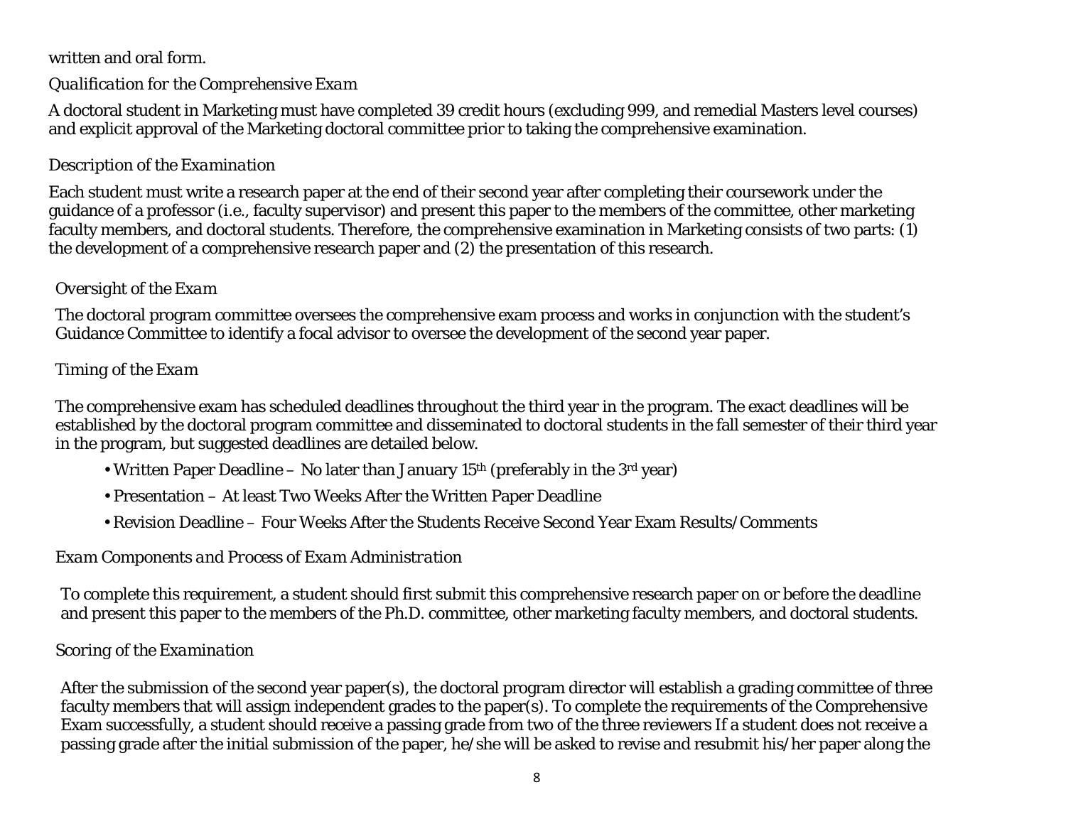written and oral form.

*Qualification for the Comprehensive Exam*

A doctoral student in Marketing must have completed 39 credit hours (excluding 999, and remedial Masters level courses) and explicit approval of the Marketing doctoral committee prior to taking the comprehensive examination.

*Description of the Examination*

Each student must write a research paper at the end of their second year after completing their coursework under the guidance of a professor (i.e., faculty supervisor) and present this paper to the members of the committee, other marketing faculty members, and doctoral students. Therefore, the comprehensive examination in Marketing consists of two parts: (1) the development of a comprehensive research paper and (2) the presentation of this research.

*Oversight of the Exam*

The doctoral program committee oversees the comprehensive exam process and works in conjunction with the student's Guidance Committee to identify a focal advisor to oversee the development of the second year paper.

*Timing of the Exam*

The comprehensive exam has scheduled deadlines throughout the third year in the program. The exact deadlines will be established by the doctoral program committee and disseminated to doctoral students in the fall semester of their third year in the program, but suggested deadlines are detailed below.

- Written Paper Deadline – No later than January 15th (preferably in the 3rd year)
- Presentation – At least Two Weeks After the Written Paper Deadline
- Revision Deadline – Four Weeks After the Students Receive Second Year Exam Results/Comments

*Exam Components and Process of Exam Administration*

To complete this requirement, a student should first submit this comprehensive research paper on or before the deadline and present this paper to the members of the Ph.D. committee, other marketing faculty members, and doctoral students.

*Scoring of the Examination*

After the submission of the second year paper(s), the doctoral program director will establish a grading committee of three faculty members that will assign independent grades to the paper(s). To complete the requirements of the Comprehensive Exam successfully, a student should receive a passing grade from two of the three reviewers If a student does not receive a passing grade after the initial submission of the paper, he/she will be asked to revise and resubmit his/her paper along the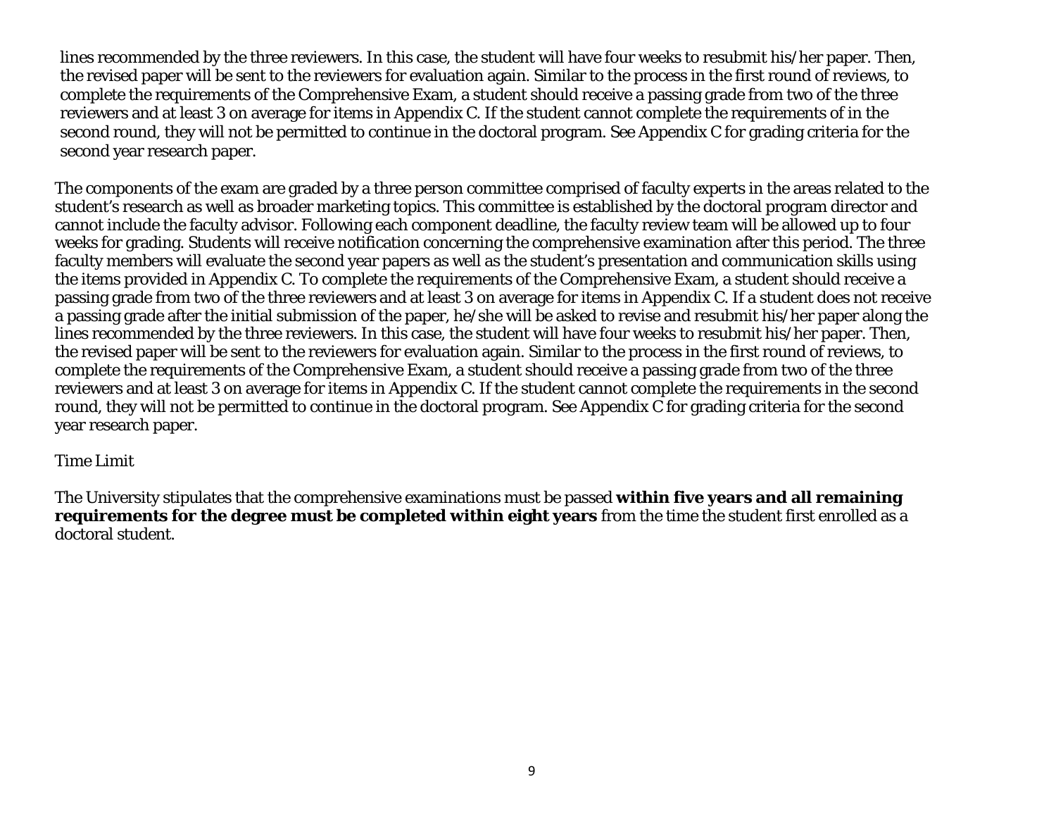lines recommended by the three reviewers. In this case, the student will have four weeks to resubmit his/her paper. Then, the revised paper will be sent to the reviewers for evaluation again. Similar to the process in the first round of reviews, to complete the requirements of the Comprehensive Exam, a student should receive a passing grade from two of the three reviewers and at least 3 on average for items in Appendix C. If the student cannot complete the requirements of in the second round, they will not be permitted to continue in the doctoral program. See Appendix C for grading criteria for the second year research paper.

The components of the exam are graded by a three person committee comprised of faculty experts in the areas related to the student's research as well as broader marketing topics. This committee is established by the doctoral program director and cannot include the faculty advisor. Following each component deadline, the faculty review team will be allowed up to four weeks for grading. Students will receive notification concerning the comprehensive examination after this period. The three faculty members will evaluate the second year papers as well as the student's presentation and communication skills using the items provided in Appendix C. To complete the requirements of the Comprehensive Exam, a student should receive a passing grade from two of the three reviewers and at least 3 on average for items in Appendix C. If a student does not receive a passing grade after the initial submission of the paper, he/she will be asked to revise and resubmit his/her paper along the lines recommended by the three reviewers. In this case, the student will have four weeks to resubmit his/her paper. Then, the revised paper will be sent to the reviewers for evaluation again. Similar to the process in the first round of reviews, to complete the requirements of the Comprehensive Exam, a student should receive a passing grade from two of the three reviewers and at least 3 on average for items in Appendix C. If the student cannot complete the requirements in the second round, they will not be permitted to continue in the doctoral program. See Appendix C for grading criteria for the second year research paper.

Time Limit

The University stipulates that the comprehensive examinations must be passed **within five years and all remaining requirements for the degree must be completed within eight years** from the time the student first enrolled as a doctoral student.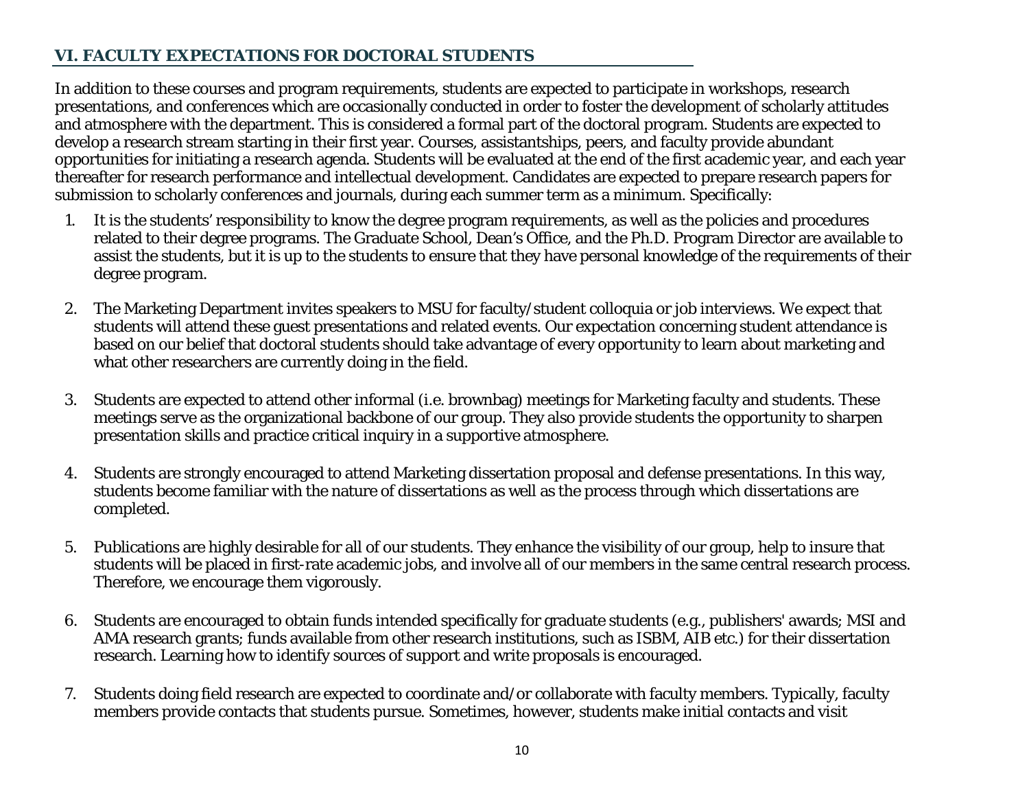## VI. FACULTY EXPECTATIONS FOR DOCTORAL STUDENTS

In addition to these courses and program requirements, students are expected to participate in workshops, research presentations, and conferences which are occasionally conducted in order to foster the development of scholarly attitudes and atmosphere with the department. This is considered a formal part of the doctoral program. Students are expected to develop a research stream starting in their first year. Courses, assistantships, peers, and faculty provide abundant opportunities for initiating a research agenda. Students will be evaluated at the end of the first academic year, and each year thereafter for research performance and intellectual development. Candidates are expected to prepare research papers for submission to scholarly conferences and journals, during each summer term as a minimum. Specifically:

1. It is the students' responsibility to know the degree program requirements, as well as the policies and procedures related to their degree programs. The Graduate School, Dean's Office, and the Ph.D. Program Director are available to assist the students, but it is up to the students to ensure that they have personal knowledge of the requirements of their degree program.

2. The Marketing Department invites speakers to MSU for faculty/student colloquia or job interviews. We expect that students will attend these guest presentations and related events. Our expectation concerning student attendance is based on our belief that doctoral students should take advantage of every opportunity to learn about marketing and what other researchers are currently doing in the field.

3. Students are expected to attend other informal (i.e. brownbag) meetings for Marketing faculty and students. These meetings serve as the organizational backbone of our group. They also provide students the opportunity to sharpen presentation skills and practice critical inquiry in a supportive atmosphere.

4. Students are strongly encouraged to attend Marketing dissertation proposal and defense presentations. In this way, students become familiar with the nature of dissertations as well as the process through which dissertations are completed.

5. Publications are highly desirable for all of our students. They enhance the visibility of our group, help to insure that students will be placed in first-rate academic jobs, and involve all of our members in the same central research process. Therefore, we encourage them vigorously.

6. Students are encouraged to obtain funds intended specifically for graduate students (e.g., publishers' awards; MSI and AMA research grants; funds available from other research institutions, such as ISBM, AIB etc.) for their dissertation research. Learning how to identify sources of support and write proposals is encouraged.

7. Students doing field research are expected to coordinate and/or collaborate with faculty members. Typically, faculty members provide contacts that students pursue. Sometimes, however, students make initial contacts and visit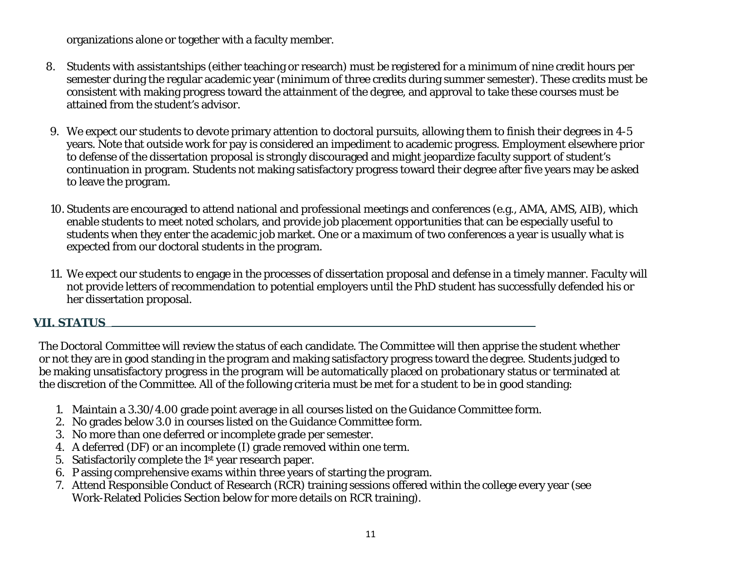organizations alone or together with a faculty member.

8. Students with assistantships (either teaching or research) must be registered for a minimum of nine credit hours per semester during the regular academic year (minimum of three credits during summer semester). These credits must be consistent with making progress toward the attainment of the degree, and approval to take these courses must be attained from the student's advisor.

9. We expect our students to devote primary attention to doctoral pursuits, allowing them to finish their degrees in 4-5 years. Note that outside work for pay is considered an impediment to academic progress. Employment elsewhere prior to defense of the dissertation proposal is strongly discouraged and might jeopardize faculty support of student's continuation in program. Students not making satisfactory progress toward their degree after five years may be asked to leave the program.

10. Students are encouraged to attend national and professional meetings and conferences (e.g., AMA, AMS, AIB), which enable students to meet noted scholars, and provide job placement opportunities that can be especially useful to students when they enter the academic job market. One or a maximum of two conferences a year is usually what is expected from our doctoral students in the program.

11. We expect our students to engage in the processes of dissertation proposal and defense in a timely manner. Faculty will not provide letters of recommendation to potential employers until the PhD student has successfully defended his or her dissertation proposal.

## VII. STATUS

The Doctoral Committee will review the status of each candidate. The Committee will then apprise the student whether or not they are in good standing in the program and making satisfactory progress toward the degree. Students judged to be making unsatisfactory progress in the program will be automatically placed on probationary status or terminated at the discretion of the Committee. All of the following criteria must be met for a student to be in good standing:

1. Maintain a 3.30/4.00 grade point average in all courses listed on the Guidance Committee form.
2. No grades below 3.0 in courses listed on the Guidance Committee form.
3. No more than one deferred or incomplete grade per semester.
4. A deferred (DF) or an incomplete (I) grade removed within one term.
5. Satisfactorily complete the 1st year research paper.
6. Passing comprehensive exams within three years of starting the program.
7. Attend Responsible Conduct of Research (RCR) training sessions offered within the college every year (see Work-Related Policies Section below for more details on RCR training).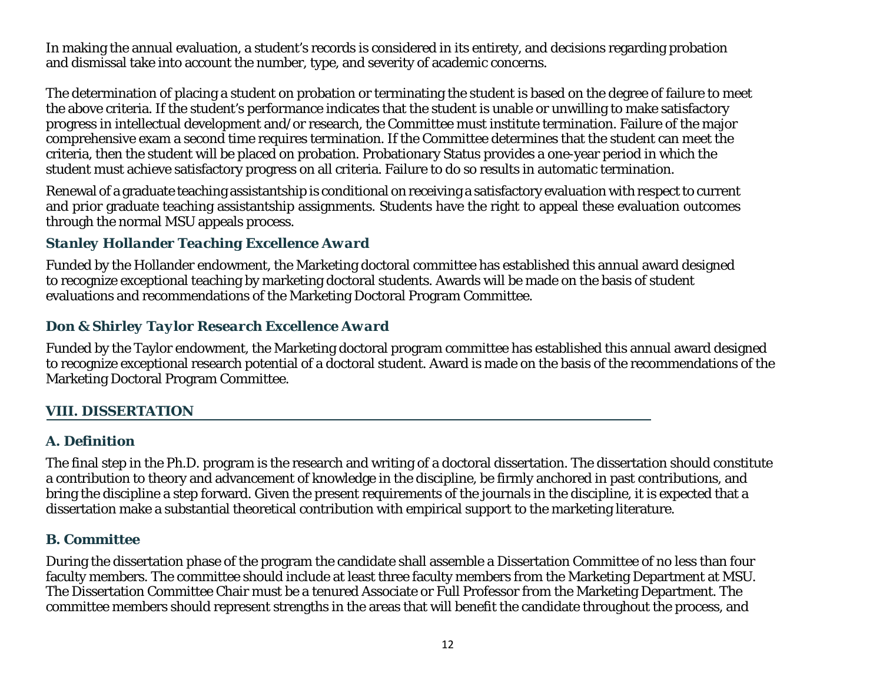In making the annual evaluation, a student's records is considered in its entirety, and decisions regarding probation and dismissal take into account the number, type, and severity of academic concerns.

The determination of placing a student on probation or terminating the student is based on the degree of failure to meet the above criteria. If the student's performance indicates that the student is unable or unwilling to make satisfactory progress in intellectual development and/or research, the Committee must institute termination. Failure of the major comprehensive exam a second time requires termination. If the Committee determines that the student can meet the criteria, then the student will be placed on probation. Probationary Status provides a one-year period in which the student must achieve satisfactory progress on all criteria. Failure to do so results in automatic termination.

Renewal of a graduate teaching assistantship is conditional on receiving a satisfactory evaluation with respect to current and prior graduate teaching assistantship assignments. Students have the right to appeal these evaluation outcomes through the normal MSU appeals process.

### *Stanley Hollander Teaching Excellence Award*

Funded by the Hollander endowment, the Marketing doctoral committee has established this annual award designed to recognize exceptional teaching by marketing doctoral students. Awards will be made on the basis of student evaluations and recommendations of the Marketing Doctoral Program Committee.

### *Don & Shirley Taylor Research Excellence Award*

Funded by the Taylor endowment, the Marketing doctoral program committee has established this annual award designed to recognize exceptional research potential of a doctoral student. Award is made on the basis of the recommendations of the Marketing Doctoral Program Committee.

## VIII. DISSERTATION

### A. Definition

The final step in the Ph.D. program is the research and writing of a doctoral dissertation. The dissertation should constitute a contribution to theory and advancement of knowledge in the discipline, be firmly anchored in past contributions, and bring the discipline a step forward. Given the present requirements of the journals in the discipline, it is expected that a dissertation make a substantial theoretical contribution with empirical support to the marketing literature.

### B. Committee

During the dissertation phase of the program the candidate shall assemble a Dissertation Committee of no less than four faculty members. The committee should include at least three faculty members from the Marketing Department at MSU. The Dissertation Committee Chair must be a tenured Associate or Full Professor from the Marketing Department. The committee members should represent strengths in the areas that will benefit the candidate throughout the process, and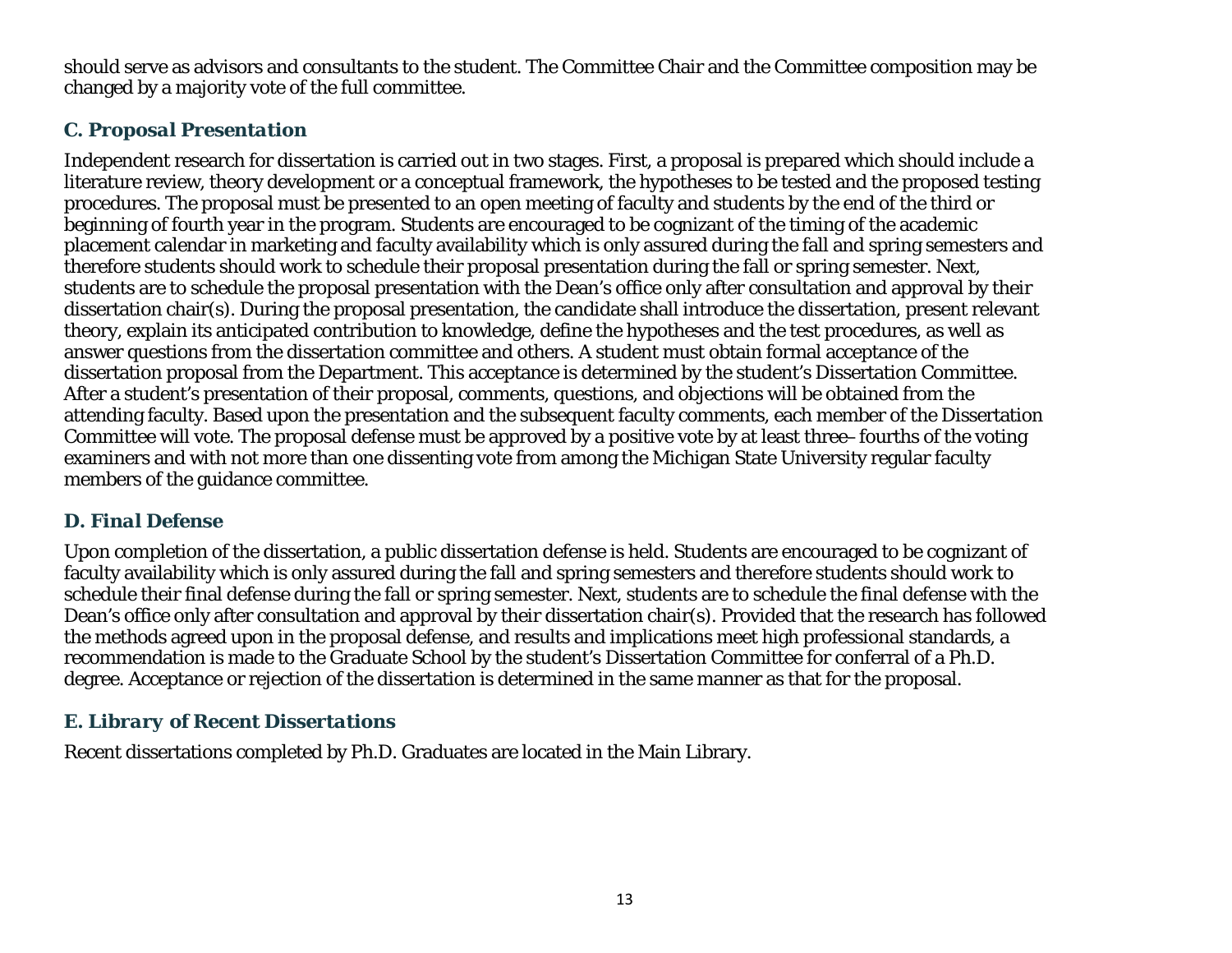should serve as advisors and consultants to the student. The Committee Chair and the Committee composition may be changed by a majority vote of the full committee.

### C. Proposal Presentation

Independent research for dissertation is carried out in two stages. First, a proposal is prepared which should include a literature review, theory development or a conceptual framework, the hypotheses to be tested and the proposed testing procedures. The proposal must be presented to an open meeting of faculty and students by the end of the third or beginning of fourth year in the program. Students are encouraged to be cognizant of the timing of the academic placement calendar in marketing and faculty availability which is only assured during the fall and spring semesters and therefore students should work to schedule their proposal presentation during the fall or spring semester. Next, students are to schedule the proposal presentation with the Dean's office only after consultation and approval by their dissertation chair(s). During the proposal presentation, the candidate shall introduce the dissertation, present relevant theory, explain its anticipated contribution to knowledge, define the hypotheses and the test procedures, as well as answer questions from the dissertation committee and others. A student must obtain formal acceptance of the dissertation proposal from the Department. This acceptance is determined by the student's Dissertation Committee. After a student's presentation of their proposal, comments, questions, and objections will be obtained from the attending faculty. Based upon the presentation and the subsequent faculty comments, each member of the Dissertation Committee will vote. The proposal defense must be approved by a positive vote by at least three–fourths of the voting examiners and with not more than one dissenting vote from among the Michigan State University regular faculty members of the guidance committee.

### D. Final Defense

Upon completion of the dissertation, a public dissertation defense is held. Students are encouraged to be cognizant of faculty availability which is only assured during the fall and spring semesters and therefore students should work to schedule their final defense during the fall or spring semester. Next, students are to schedule the final defense with the Dean's office only after consultation and approval by their dissertation chair(s). Provided that the research has followed the methods agreed upon in the proposal defense, and results and implications meet high professional standards, a recommendation is made to the Graduate School by the student's Dissertation Committee for conferral of a Ph.D. degree. Acceptance or rejection of the dissertation is determined in the same manner as that for the proposal.

### E. Library of Recent Dissertations

Recent dissertations completed by Ph.D. Graduates are located in the Main Library.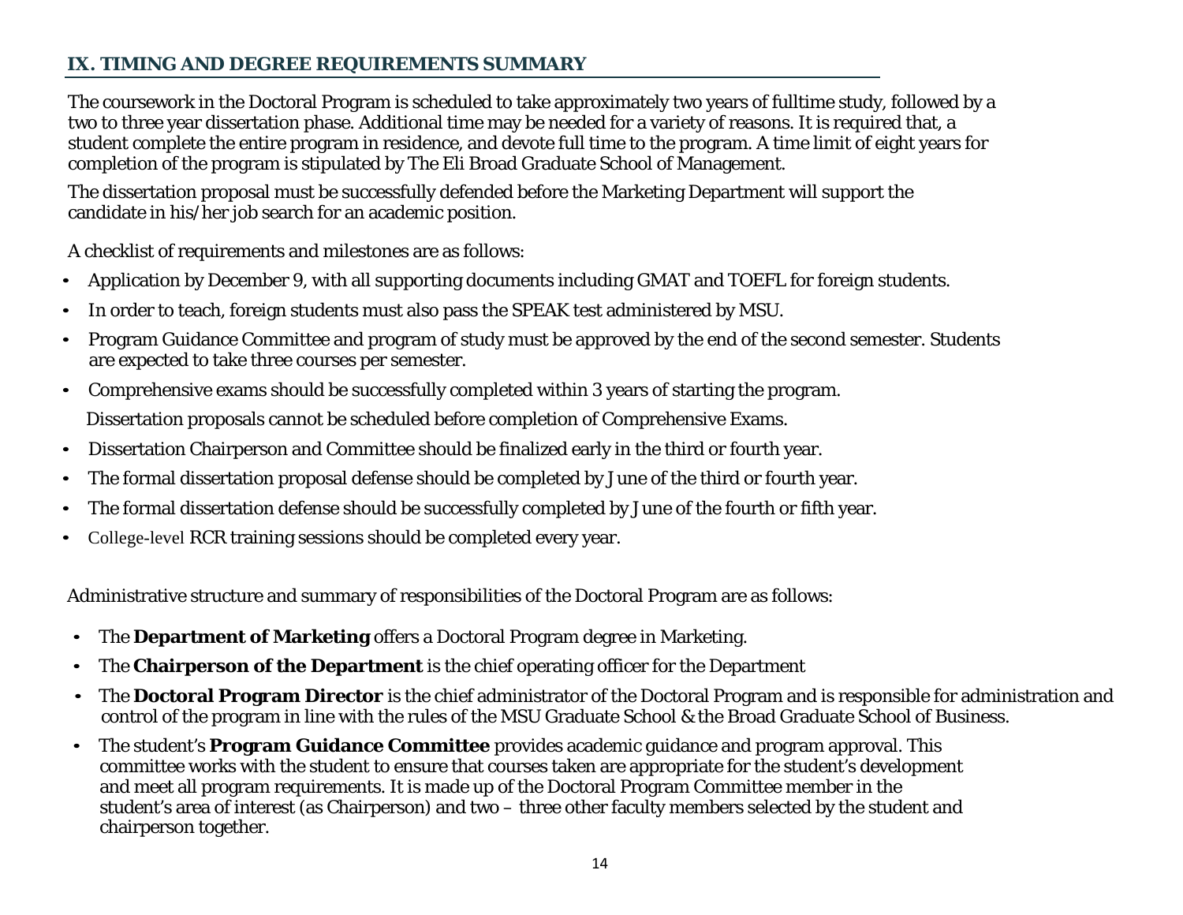## IX. TIMING AND DEGREE REQUIREMENTS SUMMARY

The coursework in the Doctoral Program is scheduled to take approximately two years of fulltime study, followed by a two to three year dissertation phase. Additional time may be needed for a variety of reasons. It is required that, a student complete the entire program in residence, and devote full time to the program. A time limit of eight years for completion of the program is stipulated by The Eli Broad Graduate School of Management.

The dissertation proposal must be successfully defended before the Marketing Department will support the candidate in his/her job search for an academic position.

A checklist of requirements and milestones are as follows:

- Application by December 9, with all supporting documents including GMAT and TOEFL for foreign students.
- In order to teach, foreign students must also pass the SPEAK test administered by MSU.
- Program Guidance Committee and program of study must be approved by the end of the second semester. Students are expected to take three courses per semester.
- Comprehensive exams should be successfully completed within 3 years of starting the program.

  Dissertation proposals cannot be scheduled before completion of Comprehensive Exams.
- Dissertation Chairperson and Committee should be finalized early in the third or fourth year.
- The formal dissertation proposal defense should be completed by June of the third or fourth year.
- The formal dissertation defense should be successfully completed by June of the fourth or fifth year.
- College-level RCR training sessions should be completed every year.

Administrative structure and summary of responsibilities of the Doctoral Program are as follows:

- The **Department of Marketing** offers a Doctoral Program degree in Marketing.
- The **Chairperson of the Department** is the chief operating officer for the Department
- The **Doctoral Program Director** is the chief administrator of the Doctoral Program and is responsible for administration and control of the program in line with the rules of the MSU Graduate School & the Broad Graduate School of Business.
- The student's **Program Guidance Committee** provides academic guidance and program approval. This committee works with the student to ensure that courses taken are appropriate for the student's development and meet all program requirements. It is made up of the Doctoral Program Committee member in the student's area of interest (as Chairperson) and two – three other faculty members selected by the student and chairperson together.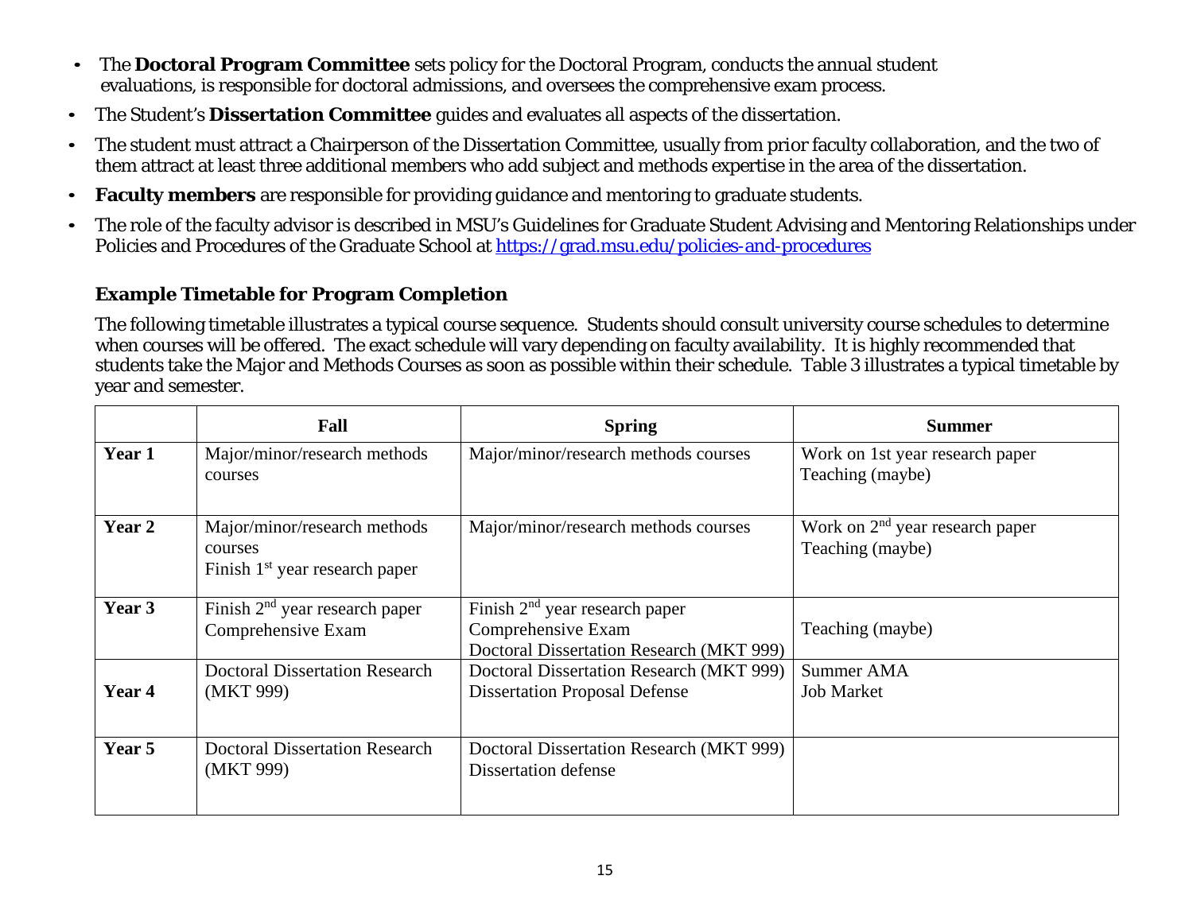- The **Doctoral Program Committee** sets policy for the Doctoral Program, conducts the annual student evaluations, is responsible for doctoral admissions, and oversees the comprehensive exam process.
- The Student's **Dissertation Committee** guides and evaluates all aspects of the dissertation.
- The student must attract a Chairperson of the Dissertation Committee, usually from prior faculty collaboration, and the two of them attract at least three additional members who add subject and methods expertise in the area of the dissertation.
- **Faculty members** are responsible for providing guidance and mentoring to graduate students.
- The role of the faculty advisor is described in MSU's Guidelines for Graduate Student Advising and Mentoring Relationships under Policies and Procedures of the Graduate School at https://grad.msu.edu/policies-and-procedures

### Example Timetable for Program Completion

The following timetable illustrates a typical course sequence. Students should consult university course schedules to determine when courses will be offered. The exact schedule will vary depending on faculty availability. It is highly recommended that students take the Major and Methods Courses as soon as possible within their schedule. Table 3 illustrates a typical timetable by year and semester.

| | Fall | Spring | Summer |
|---|---|---|---|
| **Year 1** | Major/minor/research methods courses | Major/minor/research methods courses | Work on 1st year research paper<br>Teaching (maybe) |
| **Year 2** | Major/minor/research methods courses<br>Finish 1st year research paper | Major/minor/research methods courses | Work on 2nd year research paper<br>Teaching (maybe) |
| **Year 3** | Finish 2nd year research paper<br>Comprehensive Exam | Finish 2nd year research paper<br>Comprehensive Exam<br>Doctoral Dissertation Research (MKT 999) | Teaching (maybe) |
| **Year 4** | Doctoral Dissertation Research (MKT 999) | Doctoral Dissertation Research (MKT 999)<br>Dissertation Proposal Defense | Summer AMA<br>Job Market |
| **Year 5** | Doctoral Dissertation Research (MKT 999) | Doctoral Dissertation Research (MKT 999)<br>Dissertation defense | |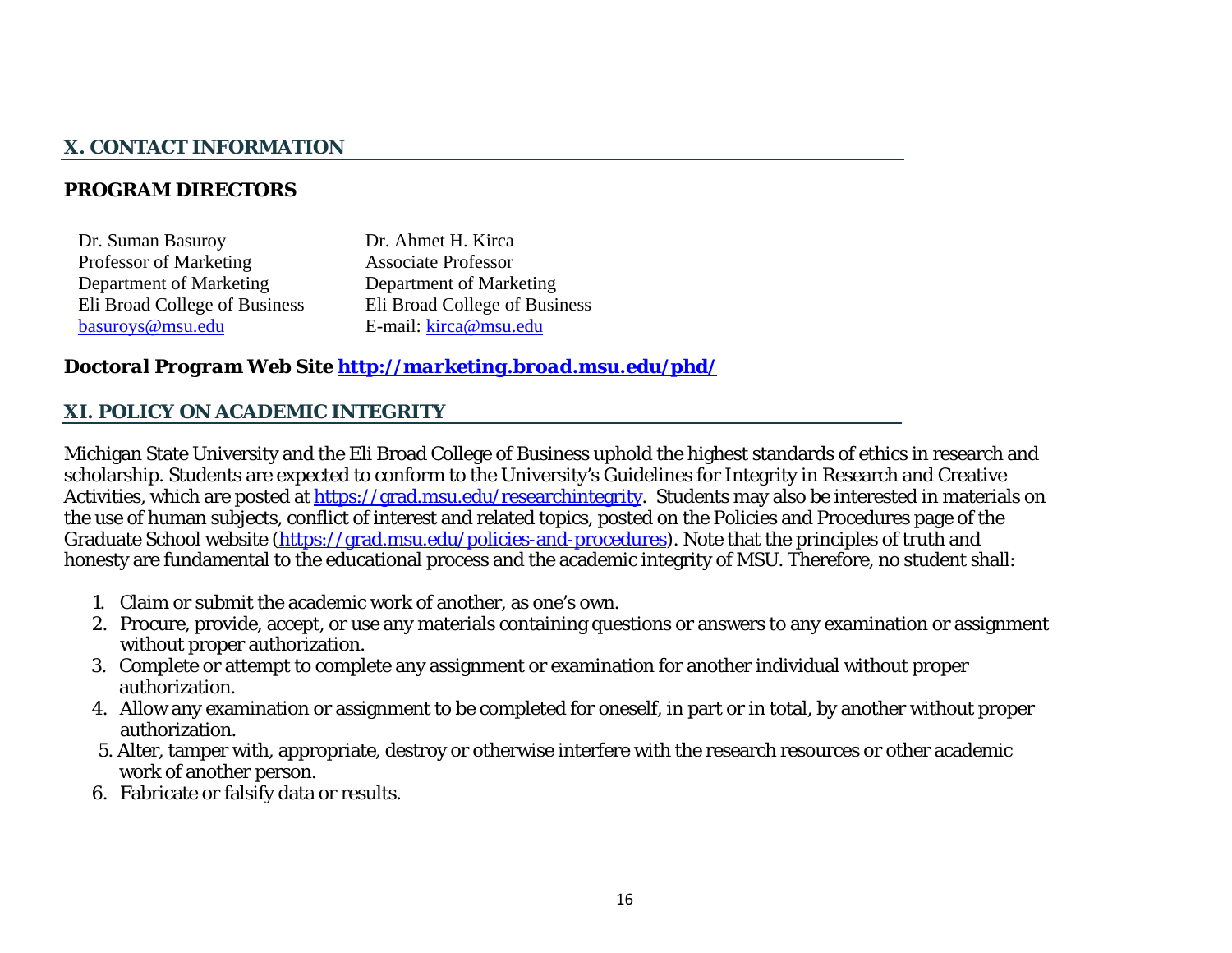## X. CONTACT INFORMATION

### PROGRAM DIRECTORS

Dr. Suman Basuroy
Professor of Marketing
Department of Marketing
Eli Broad College of Business
basuroys@msu.edu

Dr. Ahmet H. Kirca
Associate Professor
Department of Marketing
Eli Broad College of Business
E-mail: kirca@msu.edu

***Doctoral Program Web Site http://marketing.broad.msu.edu/phd/***

## XI. POLICY ON ACADEMIC INTEGRITY

Michigan State University and the Eli Broad College of Business uphold the highest standards of ethics in research and scholarship. Students are expected to conform to the University's Guidelines for Integrity in Research and Creative Activities, which are posted at https://grad.msu.edu/researchintegrity. Students may also be interested in materials on the use of human subjects, conflict of interest and related topics, posted on the Policies and Procedures page of the Graduate School website (https://grad.msu.edu/policies-and-procedures). Note that the principles of truth and honesty are fundamental to the educational process and the academic integrity of MSU. Therefore, no student shall:

1. Claim or submit the academic work of another, as one's own.
2. Procure, provide, accept, or use any materials containing questions or answers to any examination or assignment without proper authorization.
3. Complete or attempt to complete any assignment or examination for another individual without proper authorization.
4. Allow any examination or assignment to be completed for oneself, in part or in total, by another without proper authorization.
5. Alter, tamper with, appropriate, destroy or otherwise interfere with the research resources or other academic work of another person.
6. Fabricate or falsify data or results.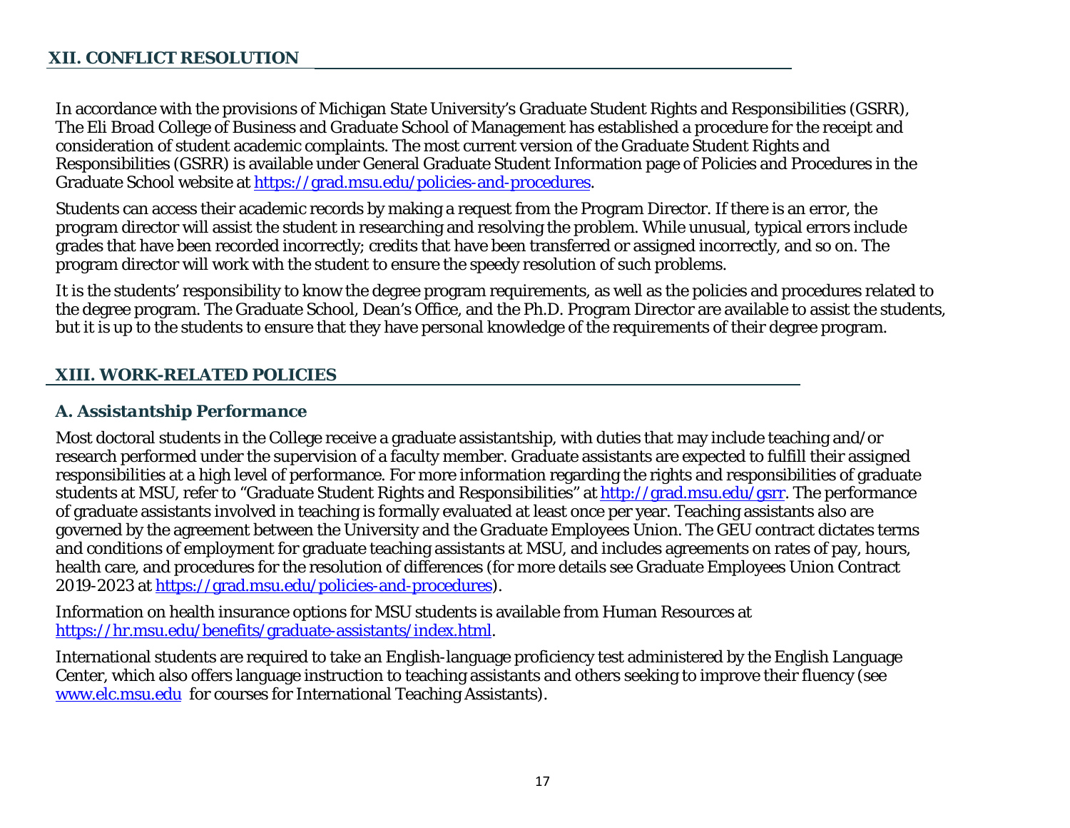## XII. CONFLICT RESOLUTION

In accordance with the provisions of Michigan State University's Graduate Student Rights and Responsibilities (GSRR), The Eli Broad College of Business and Graduate School of Management has established a procedure for the receipt and consideration of student academic complaints. The most current version of the Graduate Student Rights and Responsibilities (GSRR) is available under General Graduate Student Information page of Policies and Procedures in the Graduate School website at https://grad.msu.edu/policies-and-procedures.

Students can access their academic records by making a request from the Program Director. If there is an error, the program director will assist the student in researching and resolving the problem. While unusual, typical errors include grades that have been recorded incorrectly; credits that have been transferred or assigned incorrectly, and so on. The program director will work with the student to ensure the speedy resolution of such problems.

It is the students' responsibility to know the degree program requirements, as well as the policies and procedures related to the degree program. The Graduate School, Dean's Office, and the Ph.D. Program Director are available to assist the students, but it is up to the students to ensure that they have personal knowledge of the requirements of their degree program.

## XIII. WORK-RELATED POLICIES

### *A. Assistantship Performance*

Most doctoral students in the College receive a graduate assistantship, with duties that may include teaching and/or research performed under the supervision of a faculty member. Graduate assistants are expected to fulfill their assigned responsibilities at a high level of performance. For more information regarding the rights and responsibilities of graduate students at MSU, refer to "Graduate Student Rights and Responsibilities" at http://grad.msu.edu/gsrr. The performance of graduate assistants involved in teaching is formally evaluated at least once per year. Teaching assistants also are governed by the agreement between the University and the Graduate Employees Union. The GEU contract dictates terms and conditions of employment for graduate teaching assistants at MSU, and includes agreements on rates of pay, hours, health care, and procedures for the resolution of differences (for more details see Graduate Employees Union Contract 2019-2023 at https://grad.msu.edu/policies-and-procedures).

Information on health insurance options for MSU students is available from Human Resources at https://hr.msu.edu/benefits/graduate-assistants/index.html.

International students are required to take an English-language proficiency test administered by the English Language Center, which also offers language instruction to teaching assistants and others seeking to improve their fluency (see www.elc.msu.edu for courses for International Teaching Assistants).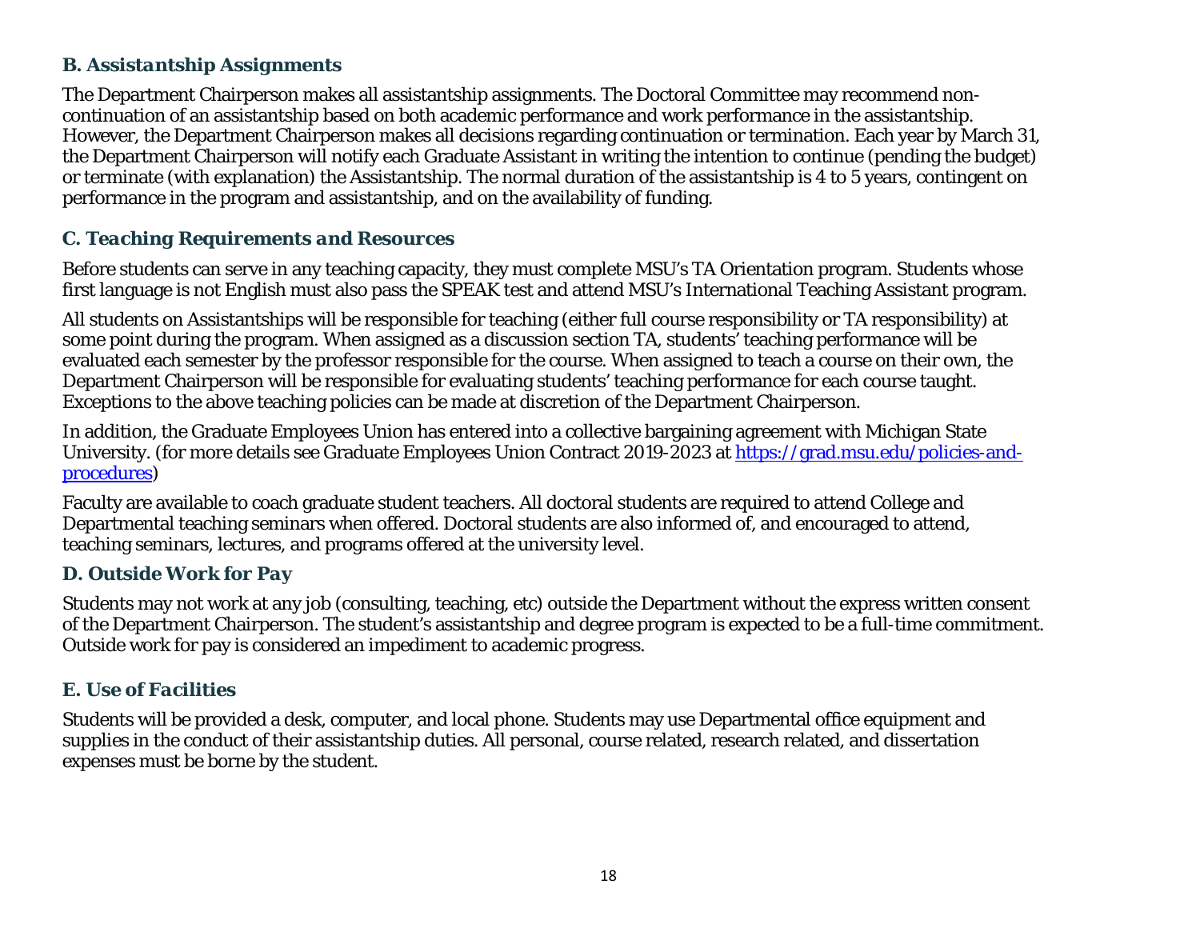### B. Assistantship Assignments

The Department Chairperson makes all assistantship assignments. The Doctoral Committee may recommend non-continuation of an assistantship based on both academic performance and work performance in the assistantship. However, the Department Chairperson makes all decisions regarding continuation or termination. Each year by March 31, the Department Chairperson will notify each Graduate Assistant in writing the intention to continue (pending the budget) or terminate (with explanation) the Assistantship. The normal duration of the assistantship is 4 to 5 years, contingent on performance in the program and assistantship, and on the availability of funding.

### C. Teaching Requirements and Resources

Before students can serve in any teaching capacity, they must complete MSU's TA Orientation program. Students whose first language is not English must also pass the SPEAK test and attend MSU's International Teaching Assistant program.

All students on Assistantships will be responsible for teaching (either full course responsibility or TA responsibility) at some point during the program. When assigned as a discussion section TA, students' teaching performance will be evaluated each semester by the professor responsible for the course. When assigned to teach a course on their own, the Department Chairperson will be responsible for evaluating students' teaching performance for each course taught. Exceptions to the above teaching policies can be made at discretion of the Department Chairperson.

In addition, the Graduate Employees Union has entered into a collective bargaining agreement with Michigan State University. (for more details see Graduate Employees Union Contract 2019-2023 at [https://grad.msu.edu/policies-and-procedures](https://grad.msu.edu/policies-and-procedures))

Faculty are available to coach graduate student teachers. All doctoral students are required to attend College and Departmental teaching seminars when offered. Doctoral students are also informed of, and encouraged to attend, teaching seminars, lectures, and programs offered at the university level.

### D. Outside Work for Pay

Students may not work at any job (consulting, teaching, etc) outside the Department without the express written consent of the Department Chairperson. The student's assistantship and degree program is expected to be a full-time commitment. Outside work for pay is considered an impediment to academic progress.

### E. Use of Facilities

Students will be provided a desk, computer, and local phone. Students may use Departmental office equipment and supplies in the conduct of their assistantship duties. All personal, course related, research related, and dissertation expenses must be borne by the student.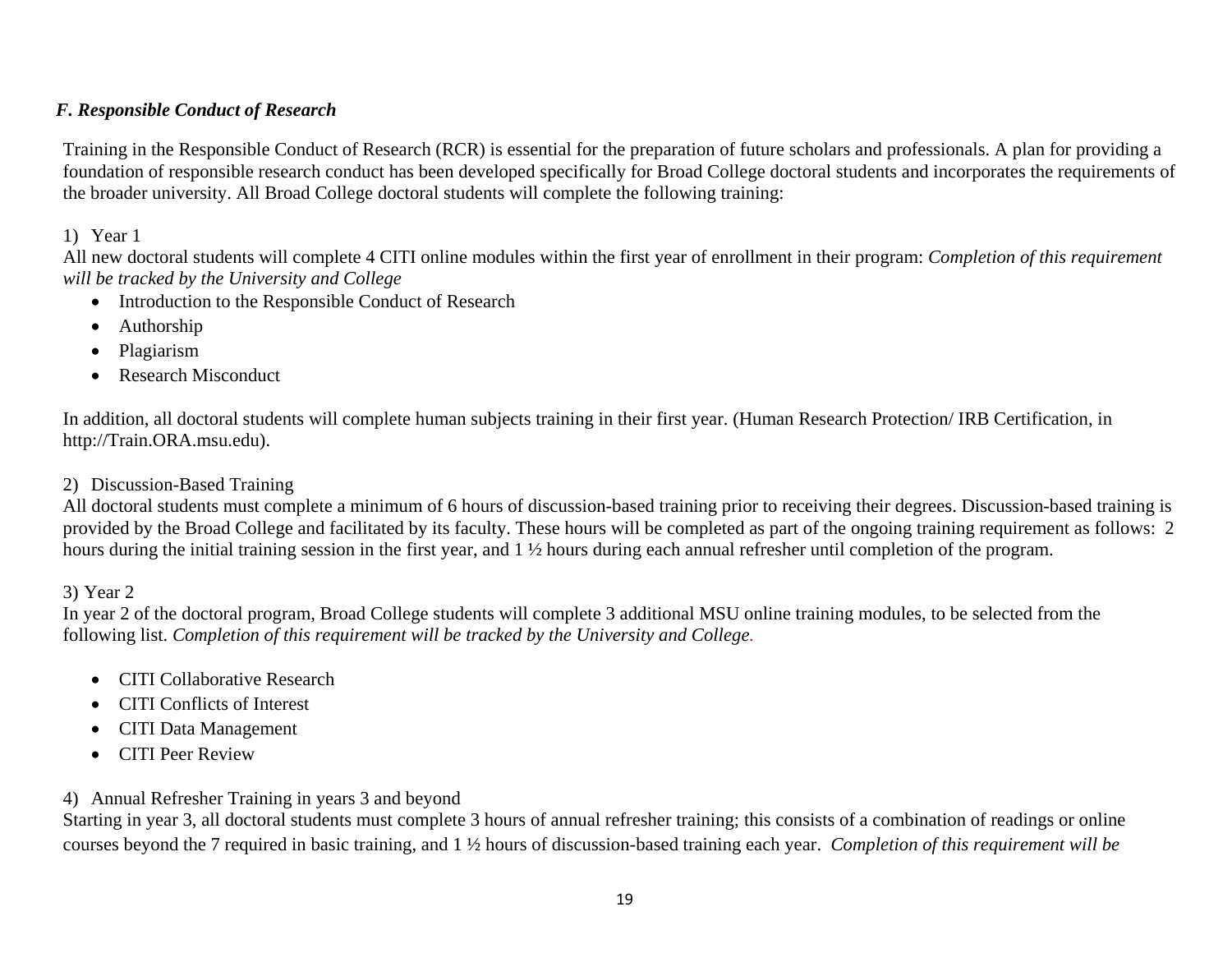### *F. Responsible Conduct of Research*

Training in the Responsible Conduct of Research (RCR) is essential for the preparation of future scholars and professionals. A plan for providing a foundation of responsible research conduct has been developed specifically for Broad College doctoral students and incorporates the requirements of the broader university. All Broad College doctoral students will complete the following training:

1) Year 1

All new doctoral students will complete 4 CITI online modules within the first year of enrollment in their program: *Completion of this requirement will be tracked by the University and College*

- Introduction to the Responsible Conduct of Research
- Authorship
- Plagiarism
- Research Misconduct

In addition, all doctoral students will complete human subjects training in their first year. (Human Research Protection/ IRB Certification, in http://Train.ORA.msu.edu).

2) Discussion-Based Training

All doctoral students must complete a minimum of 6 hours of discussion-based training prior to receiving their degrees. Discussion-based training is provided by the Broad College and facilitated by its faculty. These hours will be completed as part of the ongoing training requirement as follows: 2 hours during the initial training session in the first year, and 1 ½ hours during each annual refresher until completion of the program.

3) Year 2

In year 2 of the doctoral program, Broad College students will complete 3 additional MSU online training modules, to be selected from the following list. *Completion of this requirement will be tracked by the University and College.*

- CITI Collaborative Research
- CITI Conflicts of Interest
- CITI Data Management
- CITI Peer Review

4) Annual Refresher Training in years 3 and beyond

Starting in year 3, all doctoral students must complete 3 hours of annual refresher training; this consists of a combination of readings or online courses beyond the 7 required in basic training, and 1 ½ hours of discussion-based training each year. *Completion of this requirement will be*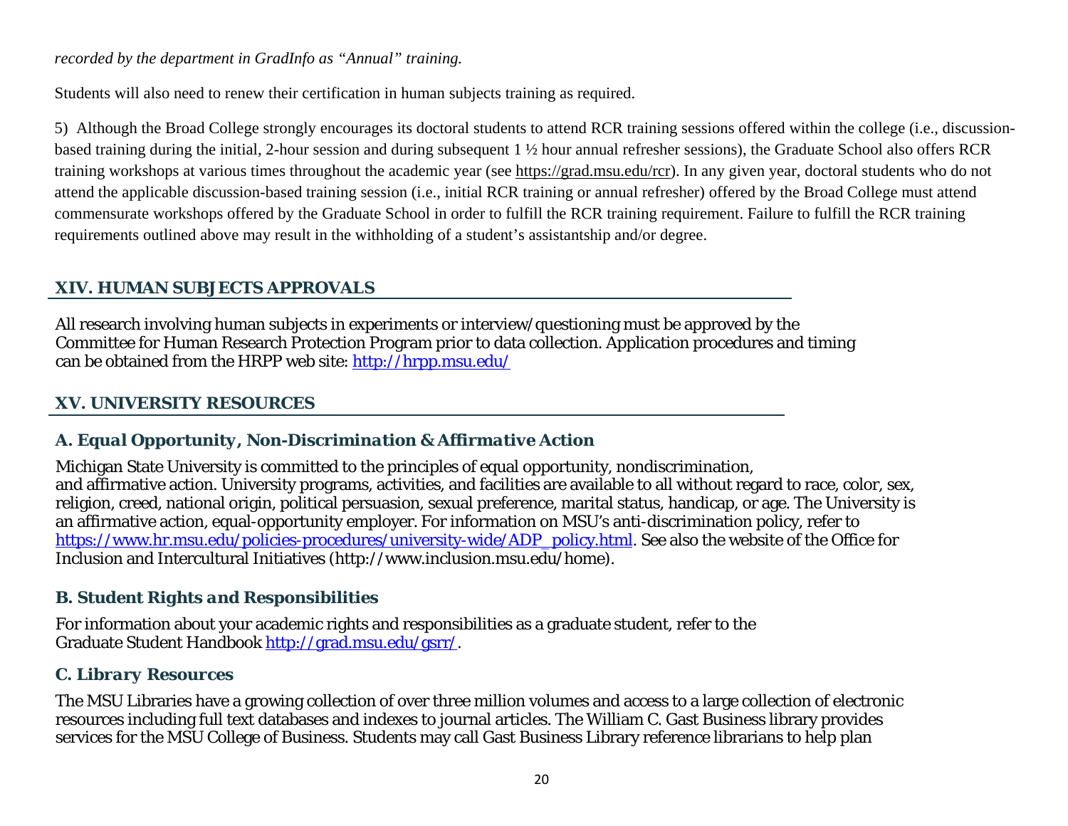*recorded by the department in GradInfo as "Annual" training.*

Students will also need to renew their certification in human subjects training as required.

5) Although the Broad College strongly encourages its doctoral students to attend RCR training sessions offered within the college (i.e., discussion-based training during the initial, 2-hour session and during subsequent 1 ½ hour annual refresher sessions), the Graduate School also offers RCR training workshops at various times throughout the academic year (see https://grad.msu.edu/rcr). In any given year, doctoral students who do not attend the applicable discussion-based training session (i.e., initial RCR training or annual refresher) offered by the Broad College must attend commensurate workshops offered by the Graduate School in order to fulfill the RCR training requirement. Failure to fulfill the RCR training requirements outlined above may result in the withholding of a student's assistantship and/or degree.

## XIV. HUMAN SUBJECTS APPROVALS

All research involving human subjects in experiments or interview/questioning must be approved by the Committee for Human Research Protection Program prior to data collection. Application procedures and timing can be obtained from the HRPP web site: http://hrpp.msu.edu/

## XV. UNIVERSITY RESOURCES

### A. Equal Opportunity, Non-Discrimination & Affirmative Action

Michigan State University is committed to the principles of equal opportunity, nondiscrimination, and affirmative action. University programs, activities, and facilities are available to all without regard to race, color, sex, religion, creed, national origin, political persuasion, sexual preference, marital status, handicap, or age. The University is an affirmative action, equal-opportunity employer. For information on MSU's anti-discrimination policy, refer to https://www.hr.msu.edu/policies-procedures/university-wide/ADP_policy.html. See also the website of the Office for Inclusion and Intercultural Initiatives (http://www.inclusion.msu.edu/home).

### B. Student Rights and Responsibilities

For information about your academic rights and responsibilities as a graduate student, refer to the Graduate Student Handbook http://grad.msu.edu/gsrr/.

### C. Library Resources

The MSU Libraries have a growing collection of over three million volumes and access to a large collection of electronic resources including full text databases and indexes to journal articles. The William C. Gast Business library provides services for the MSU College of Business. Students may call Gast Business Library reference librarians to help plan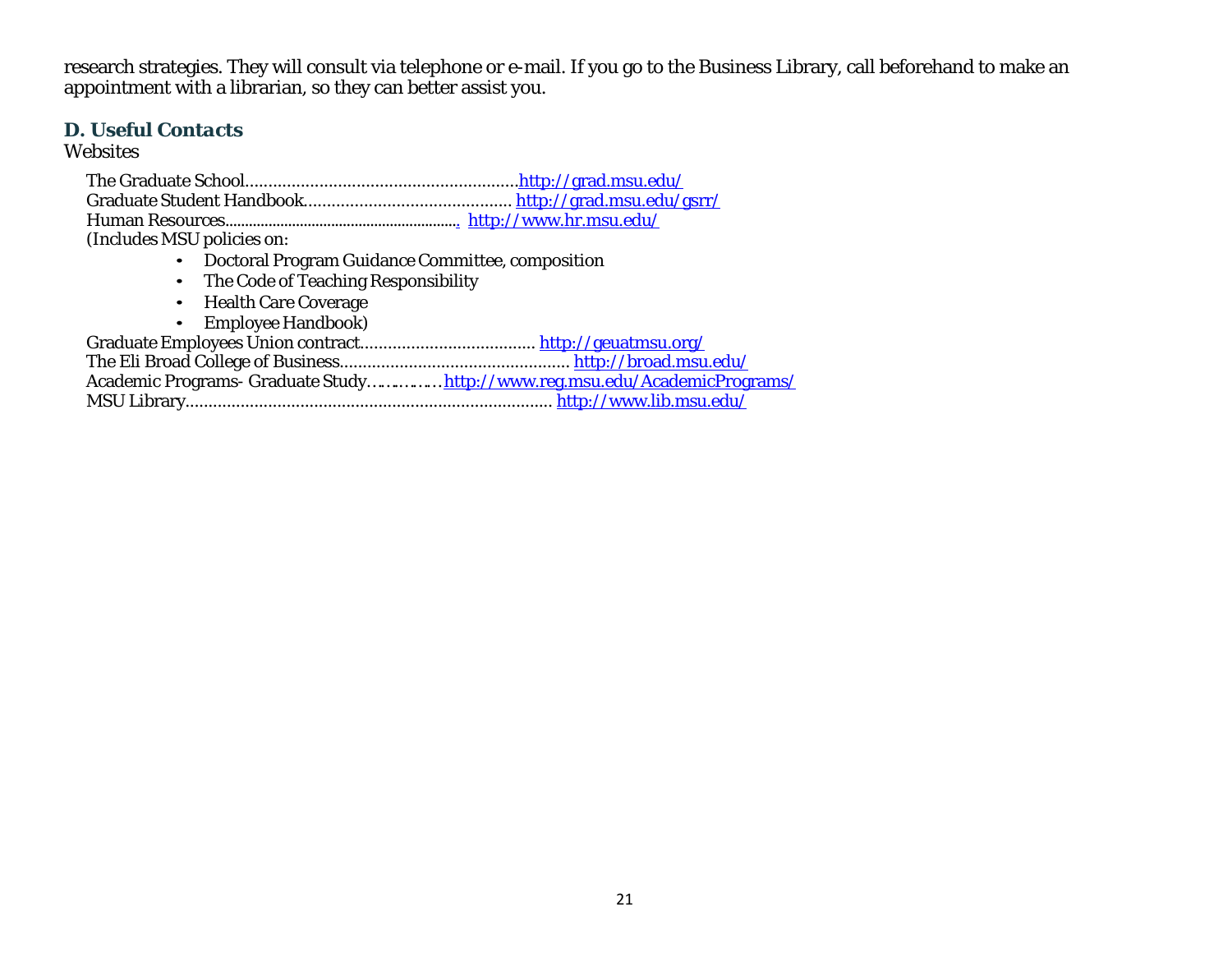research strategies. They will consult via telephone or e-mail. If you go to the Business Library, call beforehand to make an appointment with a librarian, so they can better assist you.

## D. Useful Contacts

Websites

The Graduate School.......................................................... http://grad.msu.edu/
Graduate Student Handbook............................................ http://grad.msu.edu/gsrr/
Human Resources.......................................................... http://www.hr.msu.edu/
(Includes MSU policies on:

- Doctoral Program Guidance Committee, composition
- The Code of Teaching Responsibility
- Health Care Coverage
- Employee Handbook)

Graduate Employees Union contract..................................... http://geuatmsu.org/
The Eli Broad College of Business................................................. http://broad.msu.edu/
Academic Programs- Graduate Study…………… http://www.reg.msu.edu/AcademicPrograms/
MSU Library................................................................................ http://www.lib.msu.edu/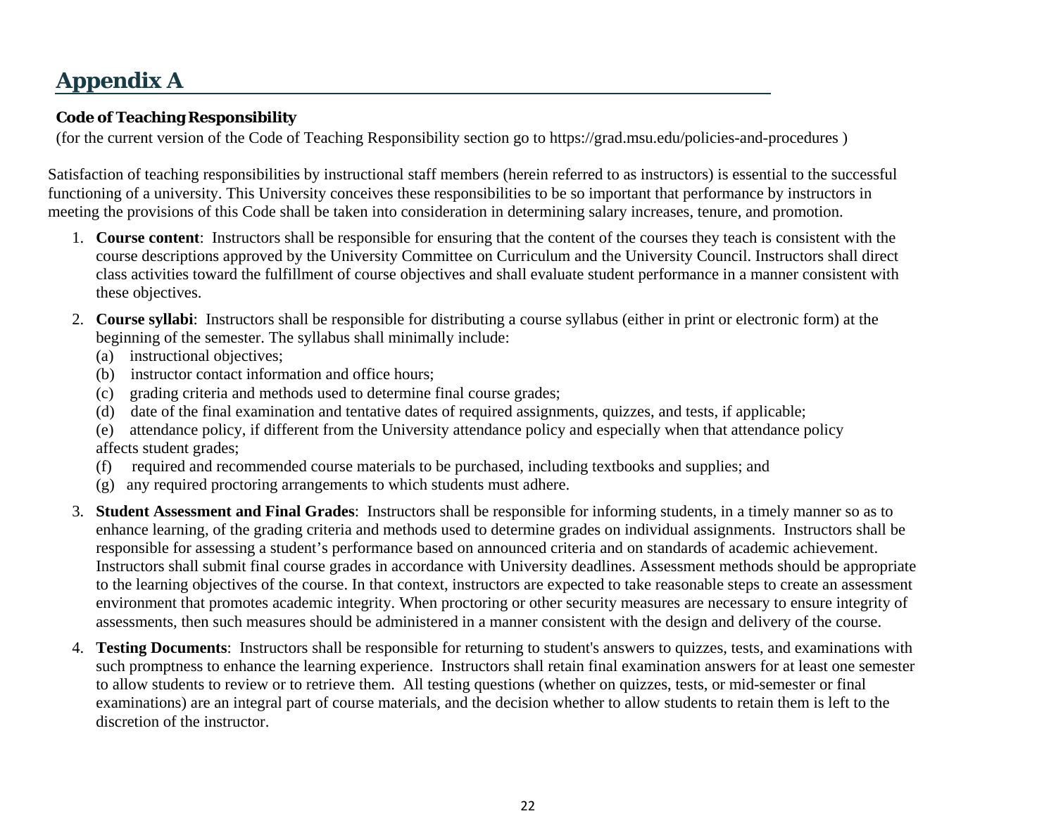# Appendix A

**Code of Teaching Responsibility**

(for the current version of the Code of Teaching Responsibility section go to https://grad.msu.edu/policies-and-procedures )

Satisfaction of teaching responsibilities by instructional staff members (herein referred to as instructors) is essential to the successful functioning of a university. This University conceives these responsibilities to be so important that performance by instructors in meeting the provisions of this Code shall be taken into consideration in determining salary increases, tenure, and promotion.

1. **Course content**: Instructors shall be responsible for ensuring that the content of the courses they teach is consistent with the course descriptions approved by the University Committee on Curriculum and the University Council. Instructors shall direct class activities toward the fulfillment of course objectives and shall evaluate student performance in a manner consistent with these objectives.

2. **Course syllabi**: Instructors shall be responsible for distributing a course syllabus (either in print or electronic form) at the beginning of the semester. The syllabus shall minimally include:
   (a) instructional objectives;
   (b) instructor contact information and office hours;
   (c) grading criteria and methods used to determine final course grades;
   (d) date of the final examination and tentative dates of required assignments, quizzes, and tests, if applicable;
   (e) attendance policy, if different from the University attendance policy and especially when that attendance policy affects student grades;
   (f) required and recommended course materials to be purchased, including textbooks and supplies; and
   (g) any required proctoring arrangements to which students must adhere.

3. **Student Assessment and Final Grades**: Instructors shall be responsible for informing students, in a timely manner so as to enhance learning, of the grading criteria and methods used to determine grades on individual assignments. Instructors shall be responsible for assessing a student's performance based on announced criteria and on standards of academic achievement. Instructors shall submit final course grades in accordance with University deadlines. Assessment methods should be appropriate to the learning objectives of the course. In that context, instructors are expected to take reasonable steps to create an assessment environment that promotes academic integrity. When proctoring or other security measures are necessary to ensure integrity of assessments, then such measures should be administered in a manner consistent with the design and delivery of the course.

4. **Testing Documents**: Instructors shall be responsible for returning to student's answers to quizzes, tests, and examinations with such promptness to enhance the learning experience. Instructors shall retain final examination answers for at least one semester to allow students to review or to retrieve them. All testing questions (whether on quizzes, tests, or mid-semester or final examinations) are an integral part of course materials, and the decision whether to allow students to retain them is left to the discretion of the instructor.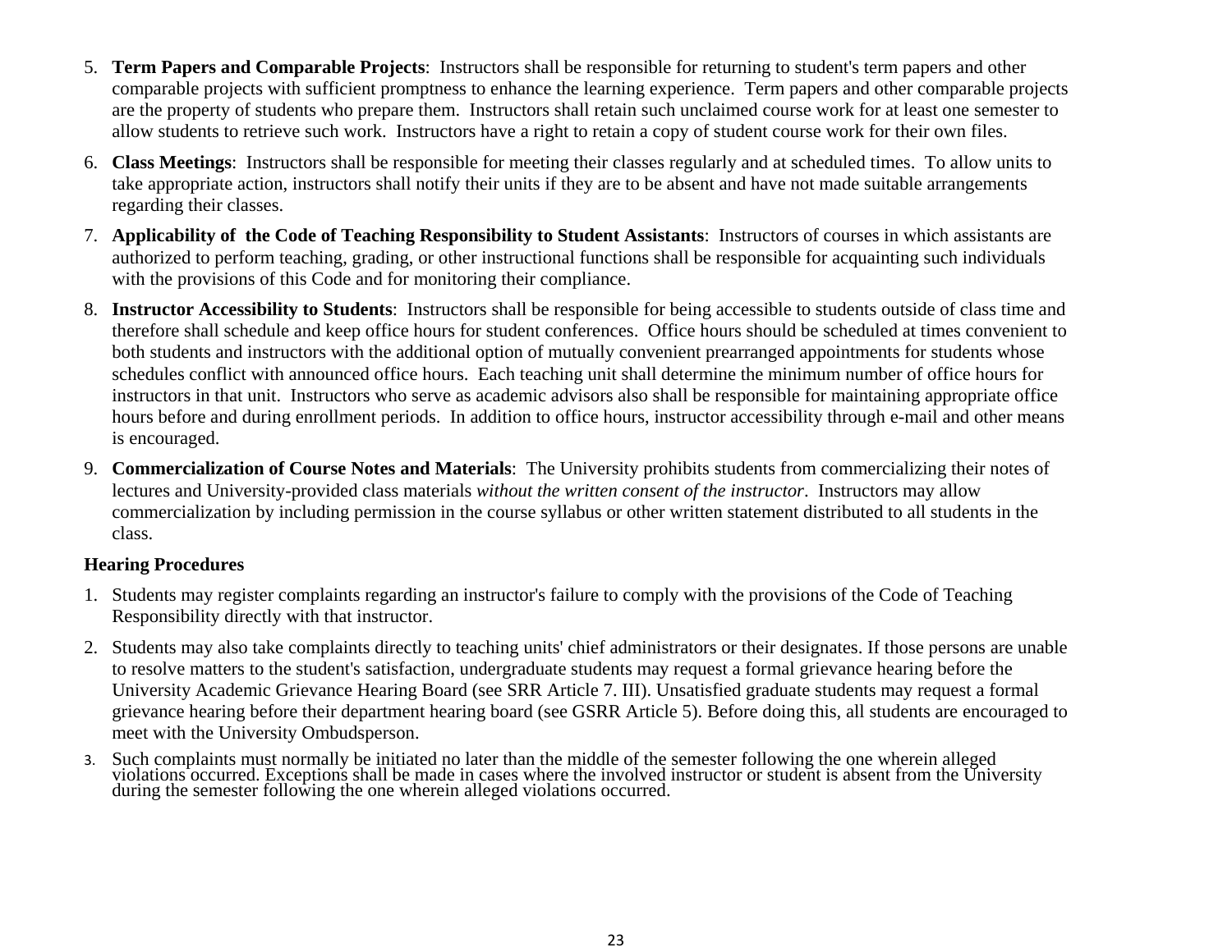5. **Term Papers and Comparable Projects**: Instructors shall be responsible for returning to student's term papers and other comparable projects with sufficient promptness to enhance the learning experience. Term papers and other comparable projects are the property of students who prepare them. Instructors shall retain such unclaimed course work for at least one semester to allow students to retrieve such work. Instructors have a right to retain a copy of student course work for their own files.

6. **Class Meetings**: Instructors shall be responsible for meeting their classes regularly and at scheduled times. To allow units to take appropriate action, instructors shall notify their units if they are to be absent and have not made suitable arrangements regarding their classes.

7. **Applicability of the Code of Teaching Responsibility to Student Assistants**: Instructors of courses in which assistants are authorized to perform teaching, grading, or other instructional functions shall be responsible for acquainting such individuals with the provisions of this Code and for monitoring their compliance.

8. **Instructor Accessibility to Students**: Instructors shall be responsible for being accessible to students outside of class time and therefore shall schedule and keep office hours for student conferences. Office hours should be scheduled at times convenient to both students and instructors with the additional option of mutually convenient prearranged appointments for students whose schedules conflict with announced office hours. Each teaching unit shall determine the minimum number of office hours for instructors in that unit. Instructors who serve as academic advisors also shall be responsible for maintaining appropriate office hours before and during enrollment periods. In addition to office hours, instructor accessibility through e-mail and other means is encouraged.

9. **Commercialization of Course Notes and Materials**: The University prohibits students from commercializing their notes of lectures and University-provided class materials *without the written consent of the instructor*. Instructors may allow commercialization by including permission in the course syllabus or other written statement distributed to all students in the class.

**Hearing Procedures**

1. Students may register complaints regarding an instructor's failure to comply with the provisions of the Code of Teaching Responsibility directly with that instructor.

2. Students may also take complaints directly to teaching units' chief administrators or their designates. If those persons are unable to resolve matters to the student's satisfaction, undergraduate students may request a formal grievance hearing before the University Academic Grievance Hearing Board (see SRR Article 7. III). Unsatisfied graduate students may request a formal grievance hearing before their department hearing board (see GSRR Article 5). Before doing this, all students are encouraged to meet with the University Ombudsperson.

3. Such complaints must normally be initiated no later than the middle of the semester following the one wherein alleged violations occurred. Exceptions shall be made in cases where the involved instructor or student is absent from the University during the semester following the one wherein alleged violations occurred.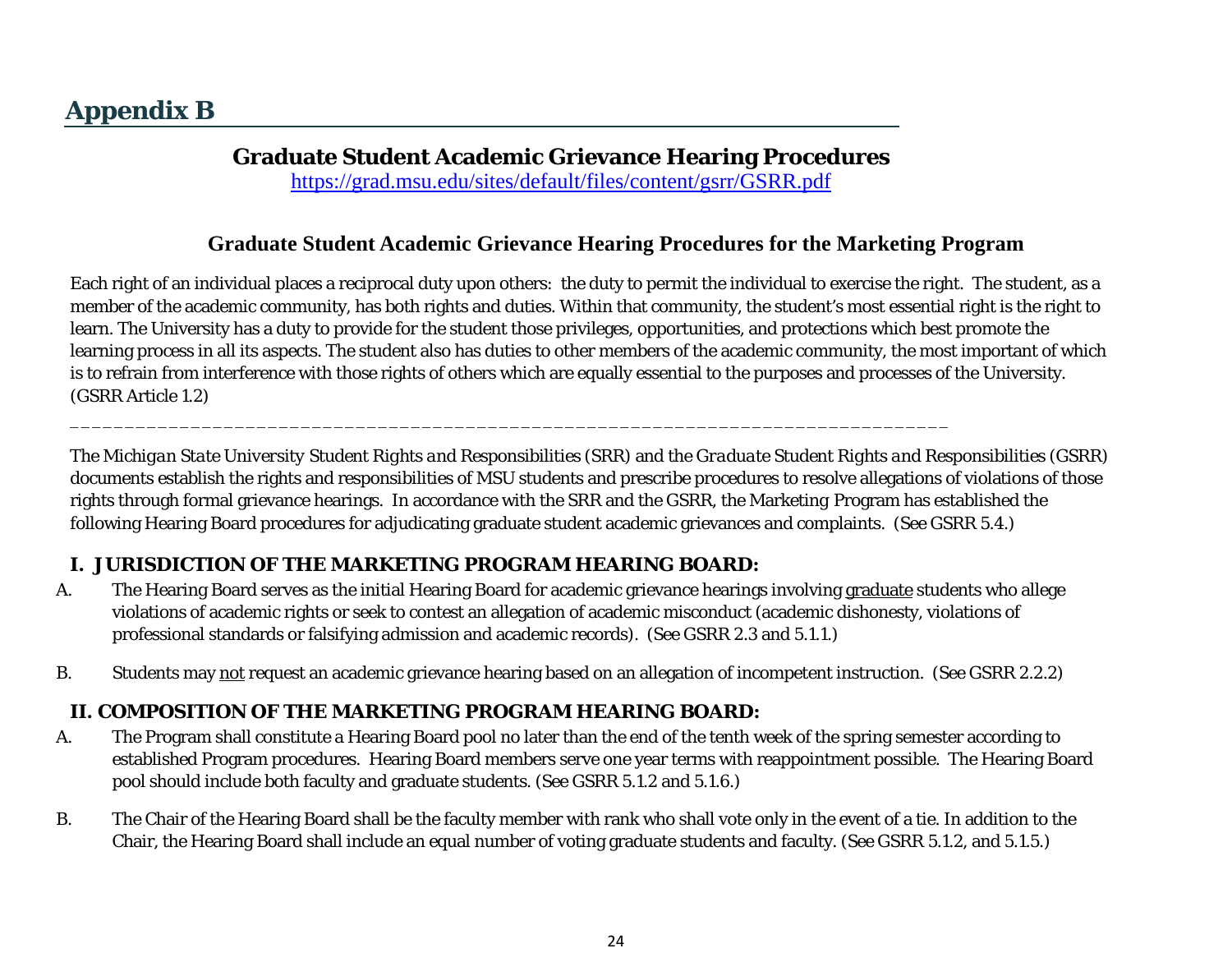# Appendix B

## Graduate Student Academic Grievance Hearing Procedures

https://grad.msu.edu/sites/default/files/content/gsrr/GSRR.pdf

### Graduate Student Academic Grievance Hearing Procedures for the Marketing Program

Each right of an individual places a reciprocal duty upon others: the duty to permit the individual to exercise the right. The student, as a member of the academic community, has both rights and duties. Within that community, the student's most essential right is the right to learn. The University has a duty to provide for the student those privileges, opportunities, and protections which best promote the learning process in all its aspects. The student also has duties to other members of the academic community, the most important of which is to refrain from interference with those rights of others which are equally essential to the purposes and processes of the University. (GSRR Article 1.2)

---

The *Michigan State University Student Rights and Responsibilities* (SRR) and the *Graduate Student Rights and Responsibilities* (GSRR) documents establish the rights and responsibilities of MSU students and prescribe procedures to resolve allegations of violations of those rights through formal grievance hearings. In accordance with the SRR and the GSRR, the Marketing Program has established the following Hearing Board procedures for adjudicating graduate student academic grievances and complaints. (See GSRR 5.4.)

### I. JURISDICTION OF THE MARKETING PROGRAM HEARING BOARD:

A. The Hearing Board serves as the initial Hearing Board for academic grievance hearings involving graduate students who allege violations of academic rights or seek to contest an allegation of academic misconduct (academic dishonesty, violations of professional standards or falsifying admission and academic records). (See GSRR 2.3 and 5.1.1.)

B. Students may not request an academic grievance hearing based on an allegation of incompetent instruction. (See GSRR 2.2.2)

### II. COMPOSITION OF THE MARKETING PROGRAM HEARING BOARD:

A. The Program shall constitute a Hearing Board pool no later than the end of the tenth week of the spring semester according to established Program procedures. Hearing Board members serve one year terms with reappointment possible. The Hearing Board pool should include both faculty and graduate students. (See GSRR 5.1.2 and 5.1.6.)

B. The Chair of the Hearing Board shall be the faculty member with rank who shall vote only in the event of a tie. In addition to the Chair, the Hearing Board shall include an equal number of voting graduate students and faculty. (See GSRR 5.1.2, and 5.1.5.)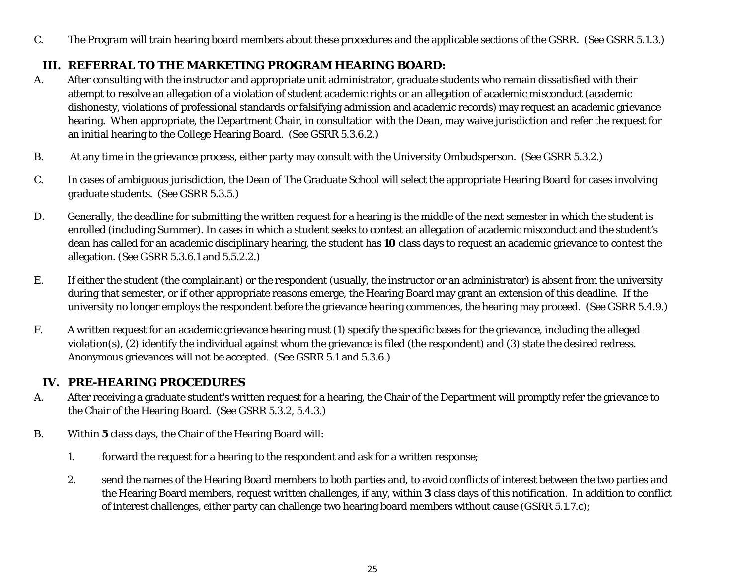C. The Program will train hearing board members about these procedures and the applicable sections of the GSRR. (See GSRR 5.1.3.)

## III. REFERRAL TO THE MARKETING PROGRAM HEARING BOARD:

A. After consulting with the instructor and appropriate unit administrator, graduate students who remain dissatisfied with their attempt to resolve an allegation of a violation of student academic rights or an allegation of academic misconduct (academic dishonesty, violations of professional standards or falsifying admission and academic records) may request an academic grievance hearing. When appropriate, the Department Chair, in consultation with the Dean, may waive jurisdiction and refer the request for an initial hearing to the College Hearing Board. (See GSRR 5.3.6.2.)

B. At any time in the grievance process, either party may consult with the University Ombudsperson. (See GSRR 5.3.2.)

C. In cases of ambiguous jurisdiction, the Dean of The Graduate School will select the appropriate Hearing Board for cases involving graduate students. (See GSRR 5.3.5.)

D. Generally, the deadline for submitting the written request for a hearing is the middle of the next semester in which the student is enrolled (including Summer). In cases in which a student seeks to contest an allegation of academic misconduct and the student's dean has called for an academic disciplinary hearing, the student has **10** class days to request an academic grievance to contest the allegation. (See GSRR 5.3.6.1 and 5.5.2.2.)

E. If either the student (the complainant) or the respondent (usually, the instructor or an administrator) is absent from the university during that semester, or if other appropriate reasons emerge, the Hearing Board may grant an extension of this deadline. If the university no longer employs the respondent before the grievance hearing commences, the hearing may proceed. (See GSRR 5.4.9.)

F. A written request for an academic grievance hearing must (1) specify the specific bases for the grievance, including the alleged violation(s), (2) identify the individual against whom the grievance is filed (the respondent) and (3) state the desired redress. Anonymous grievances will not be accepted. (See GSRR 5.1 and 5.3.6.)

## IV. PRE-HEARING PROCEDURES

A. After receiving a graduate student's written request for a hearing, the Chair of the Department will promptly refer the grievance to the Chair of the Hearing Board. (See GSRR 5.3.2, 5.4.3.)

B. Within **5** class days, the Chair of the Hearing Board will:

1. forward the request for a hearing to the respondent and ask for a written response;

2. send the names of the Hearing Board members to both parties and, to avoid conflicts of interest between the two parties and the Hearing Board members, request written challenges, if any, within **3** class days of this notification. In addition to conflict of interest challenges, either party can challenge two hearing board members without cause (GSRR 5.1.7.c);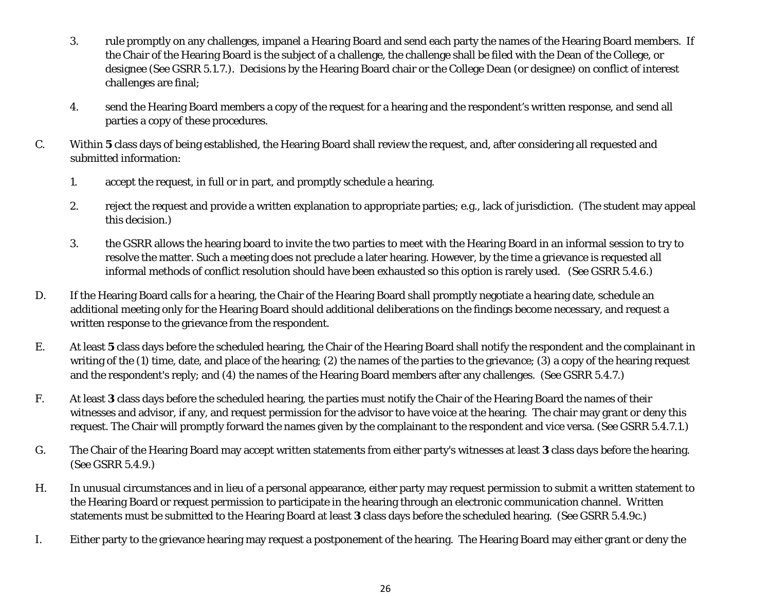3. rule promptly on any challenges, impanel a Hearing Board and send each party the names of the Hearing Board members. If the Chair of the Hearing Board is the subject of a challenge, the challenge shall be filed with the Dean of the College, or designee (See GSRR 5.1.7.). Decisions by the Hearing Board chair or the College Dean (or designee) on conflict of interest challenges are final;

4. send the Hearing Board members a copy of the request for a hearing and the respondent's written response, and send all parties a copy of these procedures.

C. Within **5** class days of being established, the Hearing Board shall review the request, and, after considering all requested and submitted information:

   1. accept the request, in full or in part, and promptly schedule a hearing.

   2. reject the request and provide a written explanation to appropriate parties; e.g., lack of jurisdiction. (The student may appeal this decision.)

   3. the GSRR allows the hearing board to invite the two parties to meet with the Hearing Board in an informal session to try to resolve the matter. Such a meeting does not preclude a later hearing. However, by the time a grievance is requested all informal methods of conflict resolution should have been exhausted so this option is rarely used. (See GSRR 5.4.6.)

D. If the Hearing Board calls for a hearing, the Chair of the Hearing Board shall promptly negotiate a hearing date, schedule an additional meeting only for the Hearing Board should additional deliberations on the findings become necessary, and request a written response to the grievance from the respondent.

E. At least **5** class days before the scheduled hearing, the Chair of the Hearing Board shall notify the respondent and the complainant in writing of the (1) time, date, and place of the hearing; (2) the names of the parties to the grievance; (3) a copy of the hearing request and the respondent's reply; and (4) the names of the Hearing Board members after any challenges. (See GSRR 5.4.7.)

F. At least **3** class days before the scheduled hearing, the parties must notify the Chair of the Hearing Board the names of their witnesses and advisor, if any, and request permission for the advisor to have voice at the hearing. The chair may grant or deny this request. The Chair will promptly forward the names given by the complainant to the respondent and vice versa. (See GSRR 5.4.7.1.)

G. The Chair of the Hearing Board may accept written statements from either party's witnesses at least **3** class days before the hearing. (See GSRR 5.4.9.)

H. In unusual circumstances and in lieu of a personal appearance, either party may request permission to submit a written statement to the Hearing Board or request permission to participate in the hearing through an electronic communication channel. Written statements must be submitted to the Hearing Board at least **3** class days before the scheduled hearing. (See GSRR 5.4.9c.)

I. Either party to the grievance hearing may request a postponement of the hearing. The Hearing Board may either grant or deny the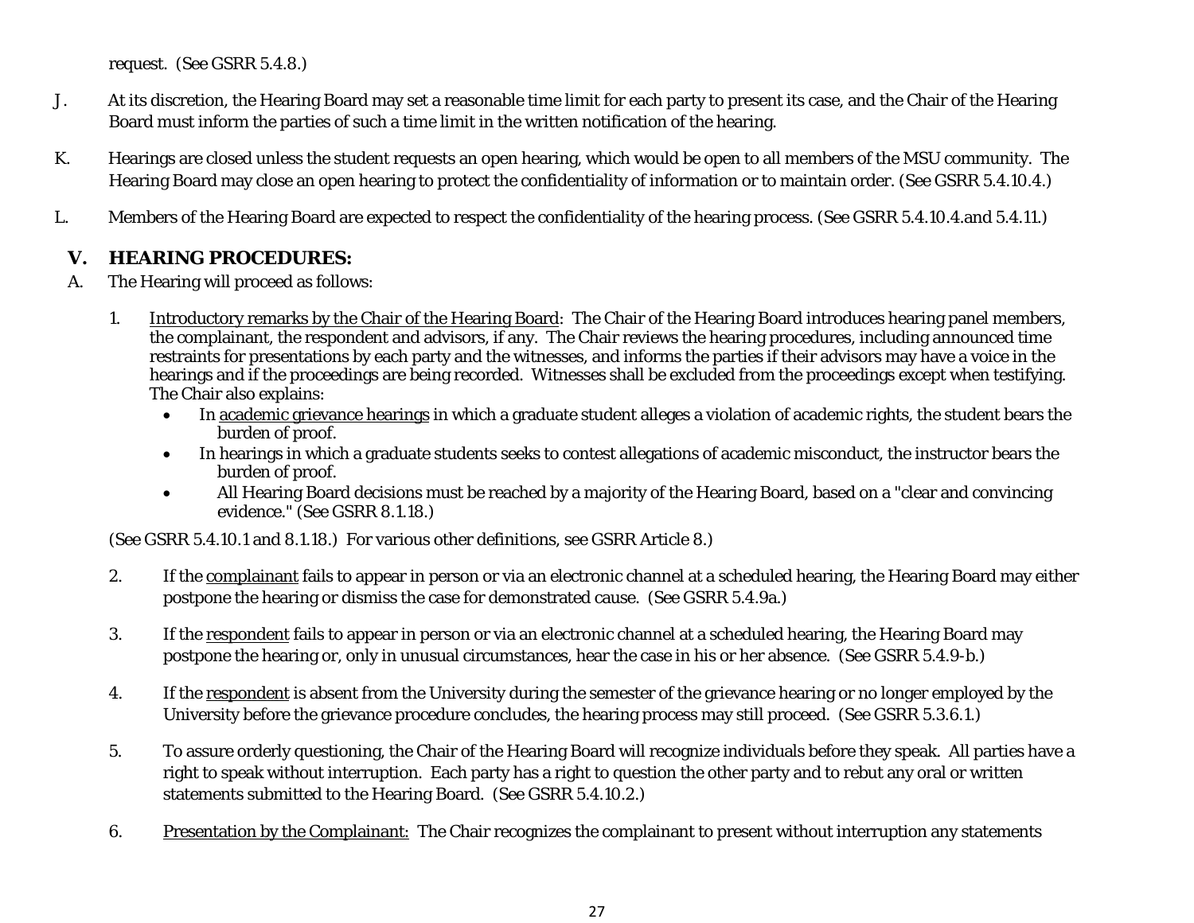request. (See GSRR 5.4.8.)

J. At its discretion, the Hearing Board may set a reasonable time limit for each party to present its case, and the Chair of the Hearing Board must inform the parties of such a time limit in the written notification of the hearing.

K. Hearings are closed unless the student requests an open hearing, which would be open to all members of the MSU community. The Hearing Board may close an open hearing to protect the confidentiality of information or to maintain order. (See GSRR 5.4.10.4.)

L. Members of the Hearing Board are expected to respect the confidentiality of the hearing process. (See GSRR 5.4.10.4.and 5.4.11.)

## V. HEARING PROCEDURES:

A. The Hearing will proceed as follows:

1. Introductory remarks by the Chair of the Hearing Board: The Chair of the Hearing Board introduces hearing panel members, the complainant, the respondent and advisors, if any. The Chair reviews the hearing procedures, including announced time restraints for presentations by each party and the witnesses, and informs the parties if their advisors may have a voice in the hearings and if the proceedings are being recorded. Witnesses shall be excluded from the proceedings except when testifying. The Chair also explains:
   - In academic grievance hearings in which a graduate student alleges a violation of academic rights, the student bears the burden of proof.
   - In hearings in which a graduate students seeks to contest allegations of academic misconduct, the instructor bears the burden of proof.
   - All Hearing Board decisions must be reached by a majority of the Hearing Board, based on a "clear and convincing evidence." (See GSRR 8.1.18.)

   (See GSRR 5.4.10.1 and 8.1.18.) For various other definitions, see GSRR Article 8.)

2. If the complainant fails to appear in person or via an electronic channel at a scheduled hearing, the Hearing Board may either postpone the hearing or dismiss the case for demonstrated cause. (See GSRR 5.4.9a.)

3. If the respondent fails to appear in person or via an electronic channel at a scheduled hearing, the Hearing Board may postpone the hearing or, only in unusual circumstances, hear the case in his or her absence. (See GSRR 5.4.9-b.)

4. If the respondent is absent from the University during the semester of the grievance hearing or no longer employed by the University before the grievance procedure concludes, the hearing process may still proceed. (See GSRR 5.3.6.1.)

5. To assure orderly questioning, the Chair of the Hearing Board will recognize individuals before they speak. All parties have a right to speak without interruption. Each party has a right to question the other party and to rebut any oral or written statements submitted to the Hearing Board. (See GSRR 5.4.10.2.)

6. Presentation by the Complainant: The Chair recognizes the complainant to present without interruption any statements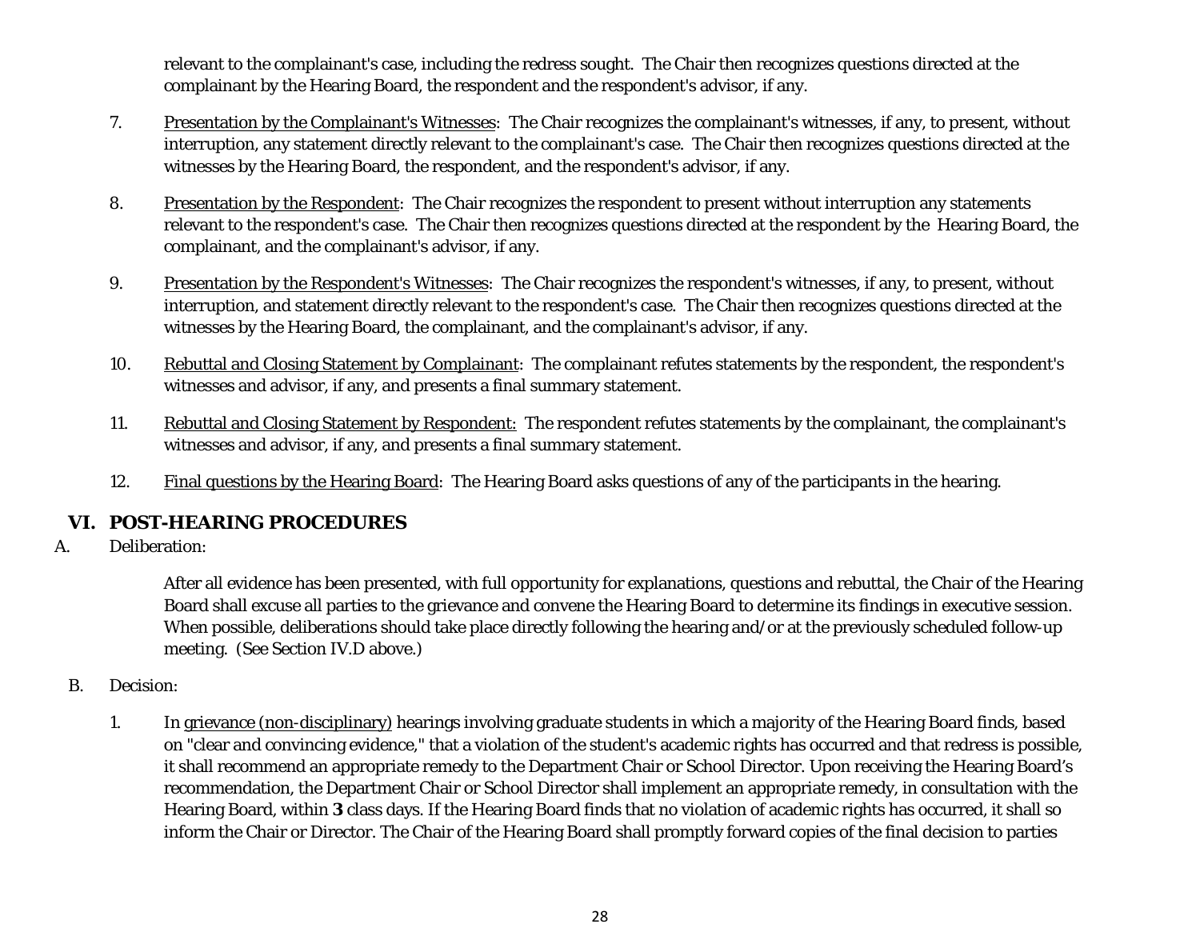relevant to the complainant's case, including the redress sought. The Chair then recognizes questions directed at the complainant by the Hearing Board, the respondent and the respondent's advisor, if any.

7. Presentation by the Complainant's Witnesses: The Chair recognizes the complainant's witnesses, if any, to present, without interruption, any statement directly relevant to the complainant's case. The Chair then recognizes questions directed at the witnesses by the Hearing Board, the respondent, and the respondent's advisor, if any.

8. Presentation by the Respondent: The Chair recognizes the respondent to present without interruption any statements relevant to the respondent's case. The Chair then recognizes questions directed at the respondent by the Hearing Board, the complainant, and the complainant's advisor, if any.

9. Presentation by the Respondent's Witnesses: The Chair recognizes the respondent's witnesses, if any, to present, without interruption, and statement directly relevant to the respondent's case. The Chair then recognizes questions directed at the witnesses by the Hearing Board, the complainant, and the complainant's advisor, if any.

10. Rebuttal and Closing Statement by Complainant: The complainant refutes statements by the respondent, the respondent's witnesses and advisor, if any, and presents a final summary statement.

11. Rebuttal and Closing Statement by Respondent: The respondent refutes statements by the complainant, the complainant's witnesses and advisor, if any, and presents a final summary statement.

12. Final questions by the Hearing Board: The Hearing Board asks questions of any of the participants in the hearing.

## VI. POST-HEARING PROCEDURES

A. Deliberation:

After all evidence has been presented, with full opportunity for explanations, questions and rebuttal, the Chair of the Hearing Board shall excuse all parties to the grievance and convene the Hearing Board to determine its findings in executive session. When possible, deliberations should take place directly following the hearing and/or at the previously scheduled follow-up meeting. (See Section IV.D above.)

B. Decision:

1. In grievance (non-disciplinary) hearings involving graduate students in which a majority of the Hearing Board finds, based on "clear and convincing evidence," that a violation of the student's academic rights has occurred and that redress is possible, it shall recommend an appropriate remedy to the Department Chair or School Director. Upon receiving the Hearing Board's recommendation, the Department Chair or School Director shall implement an appropriate remedy, in consultation with the Hearing Board, within **3** class days. If the Hearing Board finds that no violation of academic rights has occurred, it shall so inform the Chair or Director. The Chair of the Hearing Board shall promptly forward copies of the final decision to parties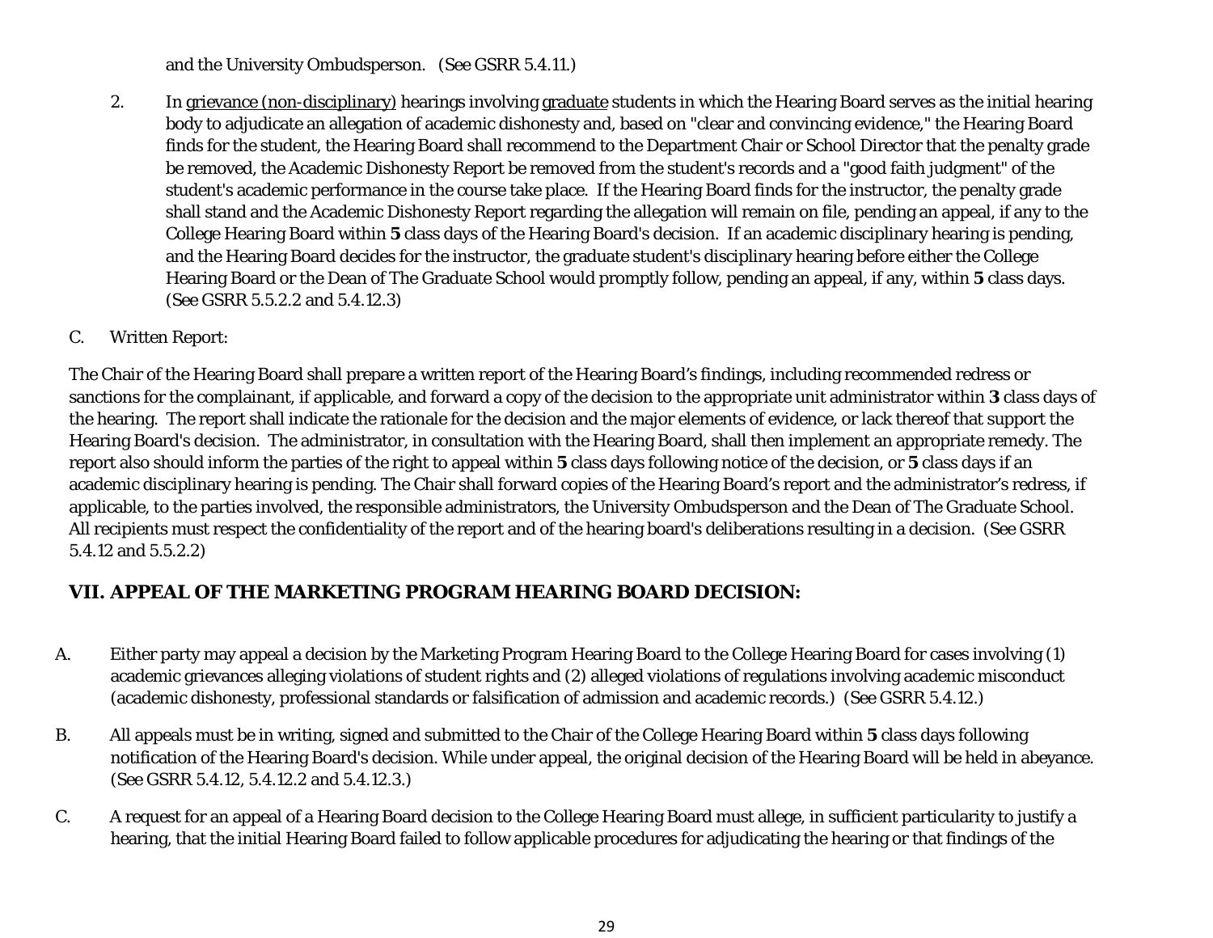and the University Ombudsperson. (See GSRR 5.4.11.)

2. In <u>grievance (non-disciplinary)</u> hearings involving <u>graduate</u> students in which the Hearing Board serves as the initial hearing body to adjudicate an allegation of academic dishonesty and, based on "clear and convincing evidence," the Hearing Board finds for the student, the Hearing Board shall recommend to the Department Chair or School Director that the penalty grade be removed, the Academic Dishonesty Report be removed from the student's records and a "good faith judgment" of the student's academic performance in the course take place. If the Hearing Board finds for the instructor, the penalty grade shall stand and the Academic Dishonesty Report regarding the allegation will remain on file, pending an appeal, if any to the College Hearing Board within **5** class days of the Hearing Board's decision. If an academic disciplinary hearing is pending, and the Hearing Board decides for the instructor, the graduate student's disciplinary hearing before either the College Hearing Board or the Dean of The Graduate School would promptly follow, pending an appeal, if any, within **5** class days. (See GSRR 5.5.2.2 and 5.4.12.3)

C. Written Report:

The Chair of the Hearing Board shall prepare a written report of the Hearing Board's findings, including recommended redress or sanctions for the complainant, if applicable, and forward a copy of the decision to the appropriate unit administrator within **3** class days of the hearing. The report shall indicate the rationale for the decision and the major elements of evidence, or lack thereof that support the Hearing Board's decision. The administrator, in consultation with the Hearing Board, shall then implement an appropriate remedy. The report also should inform the parties of the right to appeal within **5** class days following notice of the decision, or **5** class days if an academic disciplinary hearing is pending. The Chair shall forward copies of the Hearing Board's report and the administrator's redress, if applicable, to the parties involved, the responsible administrators, the University Ombudsperson and the Dean of The Graduate School. All recipients must respect the confidentiality of the report and of the hearing board's deliberations resulting in a decision. (See GSRR 5.4.12 and 5.5.2.2)

## VII. APPEAL OF THE MARKETING PROGRAM HEARING BOARD DECISION:

A. Either party may appeal a decision by the Marketing Program Hearing Board to the College Hearing Board for cases involving (1) academic grievances alleging violations of student rights and (2) alleged violations of regulations involving academic misconduct (academic dishonesty, professional standards or falsification of admission and academic records.) (See GSRR 5.4.12.)

B. All appeals must be in writing, signed and submitted to the Chair of the College Hearing Board within **5** class days following notification of the Hearing Board's decision. While under appeal, the original decision of the Hearing Board will be held in abeyance. (See GSRR 5.4.12, 5.4.12.2 and 5.4.12.3.)

C. A request for an appeal of a Hearing Board decision to the College Hearing Board must allege, in sufficient particularity to justify a hearing, that the initial Hearing Board failed to follow applicable procedures for adjudicating the hearing or that findings of the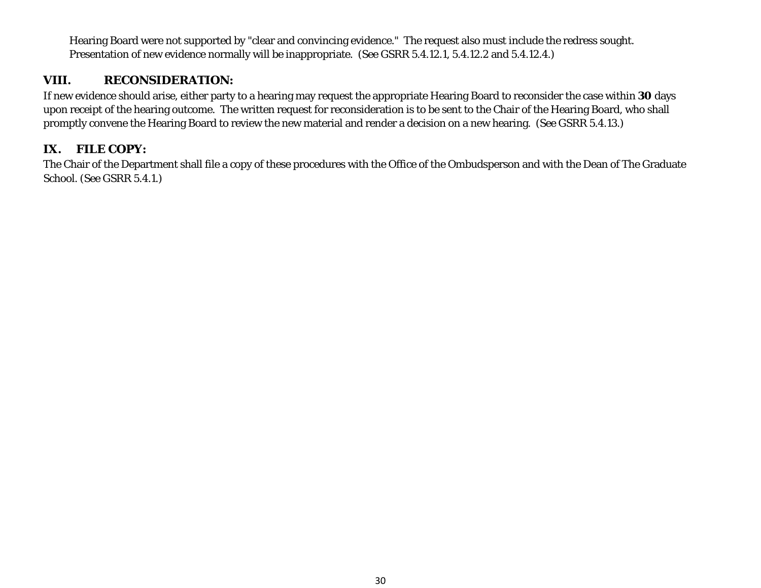Hearing Board were not supported by "clear and convincing evidence." The request also must include the redress sought. Presentation of new evidence normally will be inappropriate. (See GSRR 5.4.12.1, 5.4.12.2 and 5.4.12.4.)

## VIII. RECONSIDERATION:

If new evidence should arise, either party to a hearing may request the appropriate Hearing Board to reconsider the case within **30** days upon receipt of the hearing outcome. The written request for reconsideration is to be sent to the Chair of the Hearing Board, who shall promptly convene the Hearing Board to review the new material and render a decision on a new hearing. (See GSRR 5.4.13.)

## IX. FILE COPY:

The Chair of the Department shall file a copy of these procedures with the Office of the Ombudsperson and with the Dean of The Graduate School. (See GSRR 5.4.1.)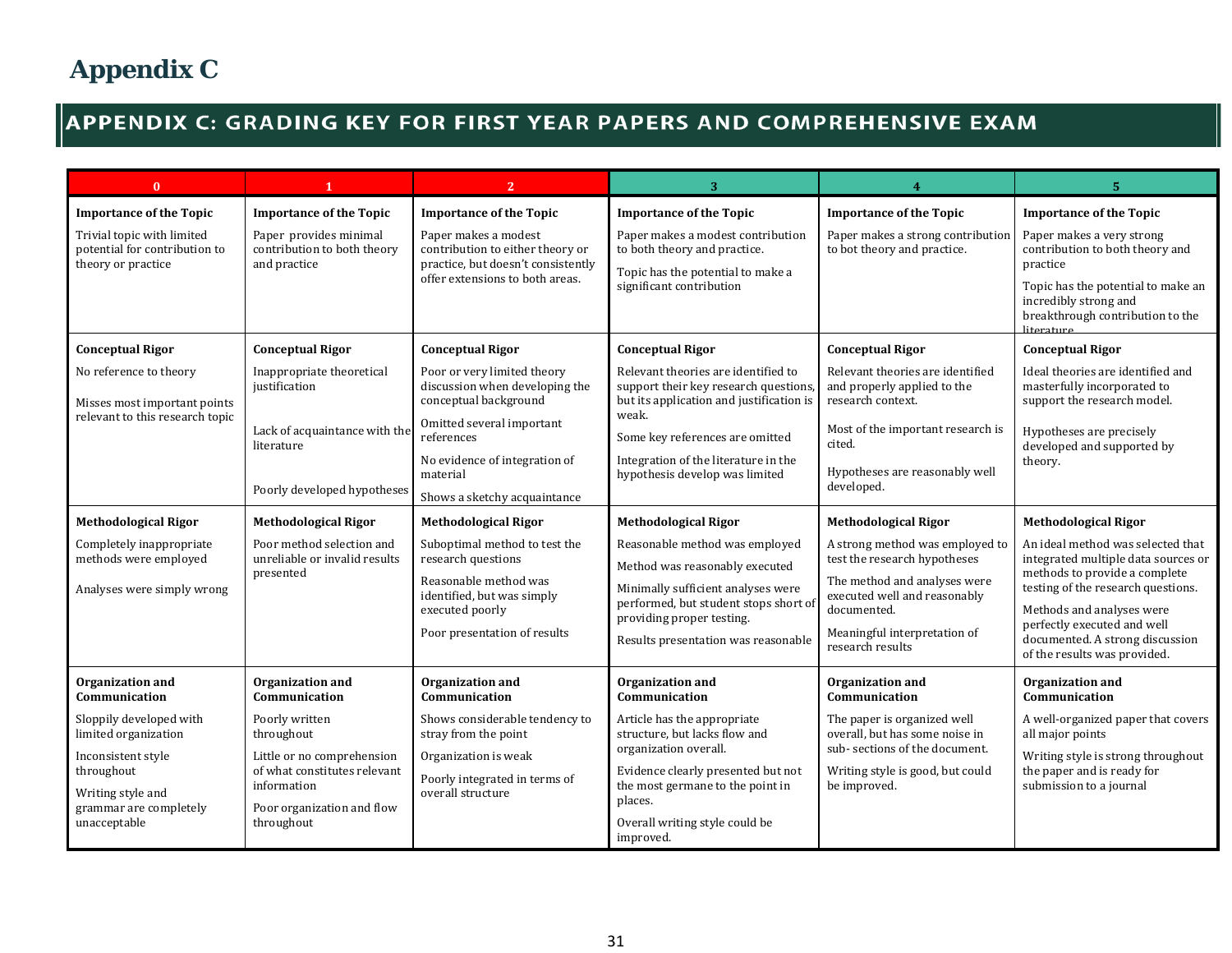# Appendix C

## APPENDIX C: GRADING KEY FOR FIRST YEAR PAPERS AND COMPREHENSIVE EXAM

| 0 | 1 | 2 | 3 | 4 | 5 |
|---|---|---|---|---|---|
| **Importance of the Topic**<br>Trivial topic with limited potential for contribution to theory or practice | **Importance of the Topic**<br>Paper provides minimal contribution to both theory and practice | **Importance of the Topic**<br>Paper makes a modest contribution to either theory or practice, but doesn't consistently offer extensions to both areas. | **Importance of the Topic**<br>Paper makes a modest contribution to both theory and practice.<br>Topic has the potential to make a significant contribution | **Importance of the Topic**<br>Paper makes a strong contribution to bot theory and practice. | **Importance of the Topic**<br>Paper makes a very strong contribution to both theory and practice<br>Topic has the potential to make an incredibly strong and breakthrough contribution to the literature |
| **Conceptual Rigor**<br>No reference to theory<br>Misses most important points relevant to this research topic | **Conceptual Rigor**<br>Inappropriate theoretical justification<br>Lack of acquaintance with the literature<br>Poorly developed hypotheses | **Conceptual Rigor**<br>Poor or very limited theory discussion when developing the conceptual background<br>Omitted several important references<br>No evidence of integration of material<br>Shows a sketchy acquaintance | **Conceptual Rigor**<br>Relevant theories are identified to support their key research questions, but its application and justification is weak.<br>Some key references are omitted<br>Integration of the literature in the hypothesis develop was limited | **Conceptual Rigor**<br>Relevant theories are identified and properly applied to the research context.<br>Most of the important research is cited.<br>Hypotheses are reasonably well developed. | **Conceptual Rigor**<br>Ideal theories are identified and masterfully incorporated to support the research model.<br>Hypotheses are precisely developed and supported by theory. |
| **Methodological Rigor**<br>Completely inappropriate methods were employed<br>Analyses were simply wrong | **Methodological Rigor**<br>Poor method selection and unreliable or invalid results presented | **Methodological Rigor**<br>Suboptimal method to test the research questions<br>Reasonable method was identified, but was simply executed poorly<br>Poor presentation of results | **Methodological Rigor**<br>Reasonable method was employed<br>Method was reasonably executed<br>Minimally sufficient analyses were performed, but student stops short of providing proper testing.<br>Results presentation was reasonable | **Methodological Rigor**<br>A strong method was employed to test the research hypotheses<br>The method and analyses were executed well and reasonably documented.<br>Meaningful interpretation of research results | **Methodological Rigor**<br>An ideal method was selected that integrated multiple data sources or methods to provide a complete testing of the research questions.<br>Methods and analyses were perfectly executed and well documented. A strong discussion of the results was provided. |
| **Organization and Communication**<br>Sloppily developed with limited organization<br>Inconsistent style throughout<br>Writing style and grammar are completely unacceptable | **Organization and Communication**<br>Poorly written throughout<br>Little or no comprehension of what constitutes relevant information<br>Poor organization and flow throughout | **Organization and Communication**<br>Shows considerable tendency to stray from the point<br>Organization is weak<br>Poorly integrated in terms of overall structure | **Organization and Communication**<br>Article has the appropriate structure, but lacks flow and organization overall.<br>Evidence clearly presented but not the most germane to the point in places.<br>Overall writing style could be improved. | **Organization and Communication**<br>The paper is organized well overall, but has some noise in sub- sections of the document.<br>Writing style is good, but could be improved. | **Organization and Communication**<br>A well-organized paper that covers all major points<br>Writing style is strong throughout the paper and is ready for submission to a journal |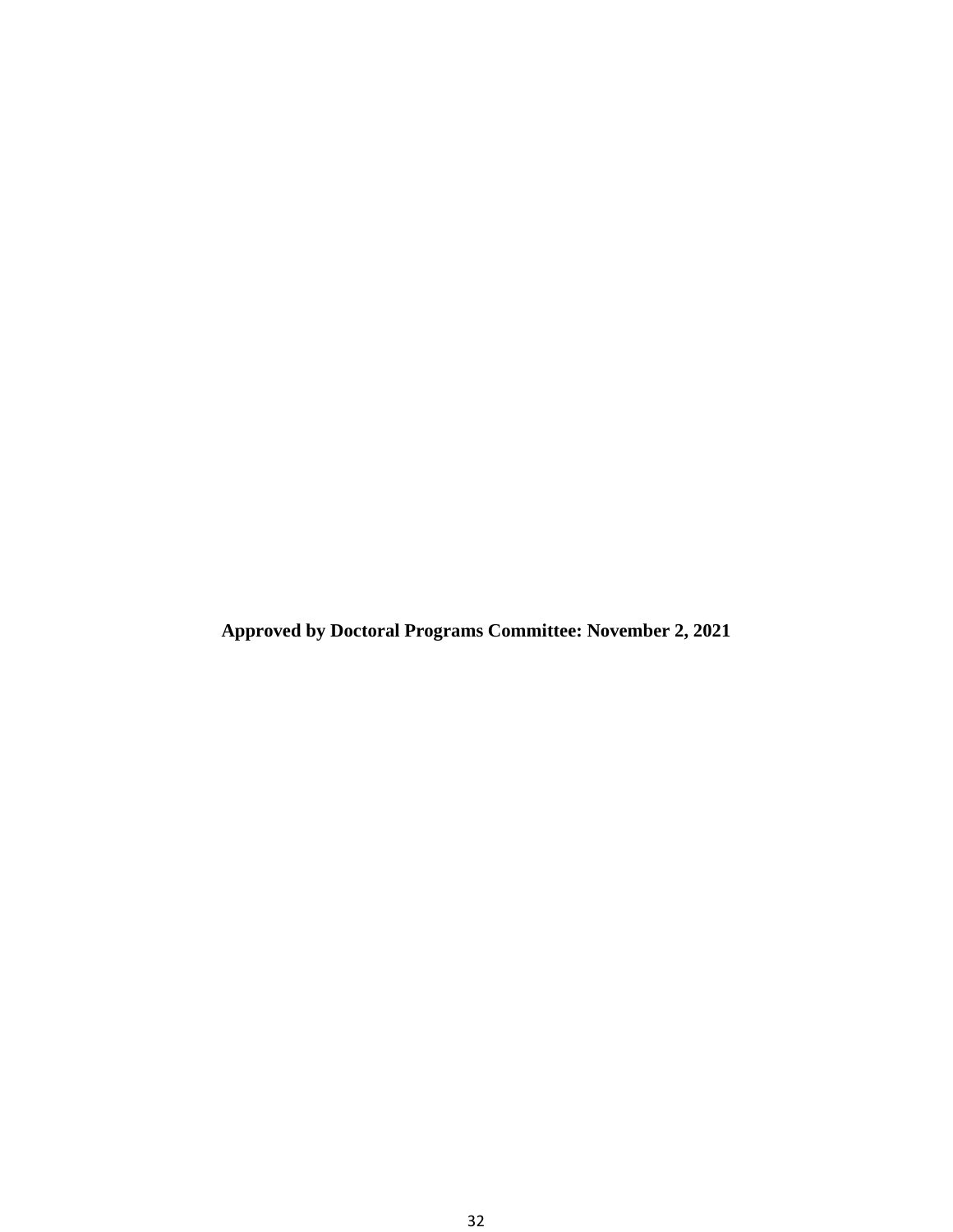**Approved by Doctoral Programs Committee: November 2, 2021**